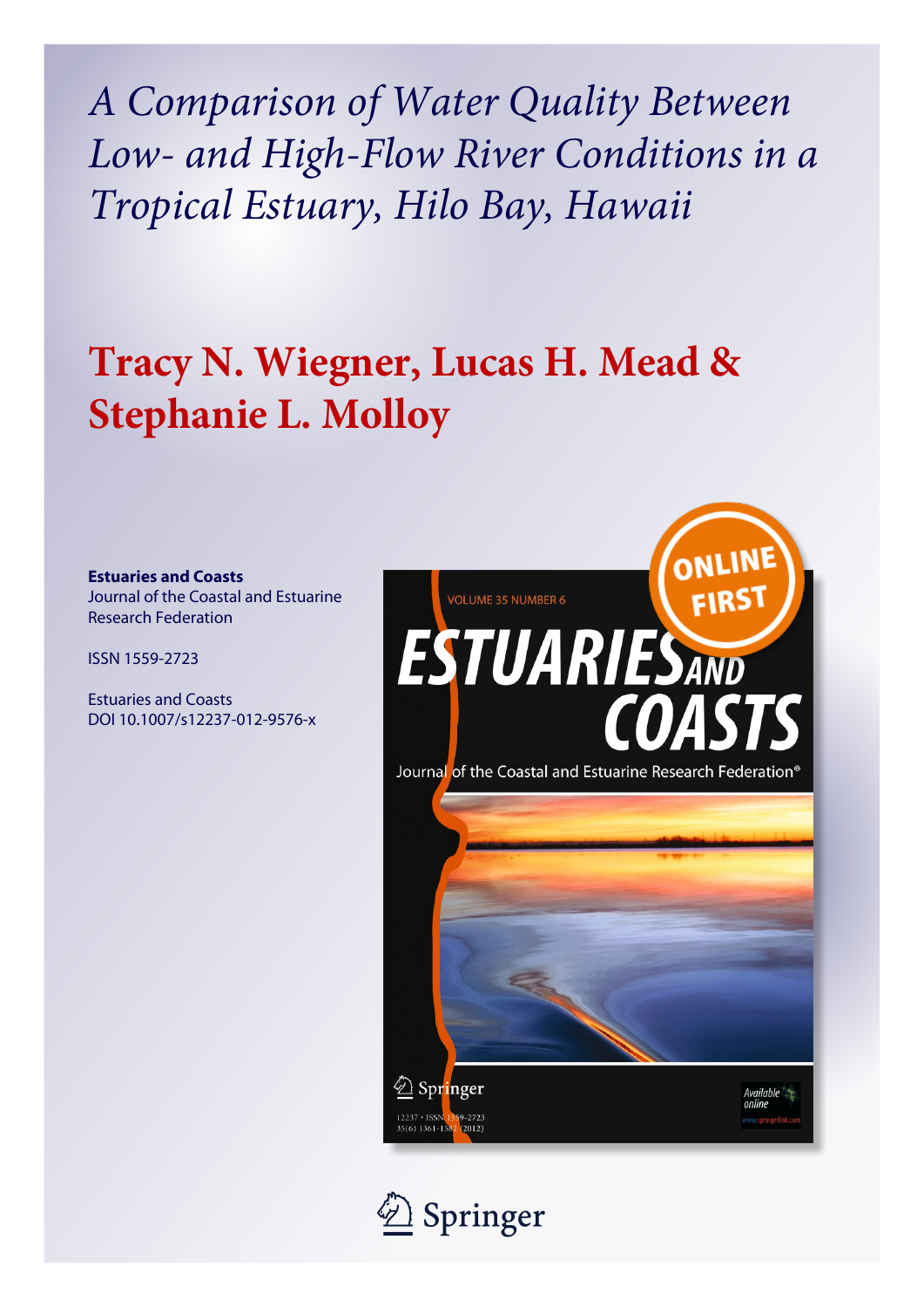# A Comparison of Water Quality Between Low- and High-Flow River Conditions in a Tropical Estuary, Hilo Bay, Hawaii

**Tracy N. Wiegner, Lucas H. Mead & Stephanie L. Molloy**

**Estuaries and Coasts**
Journal of the Coastal and Estuarine Research Federation

ISSN 1559-2723

Estuaries and Coasts
DOI 10.1007/s12237-012-9576-x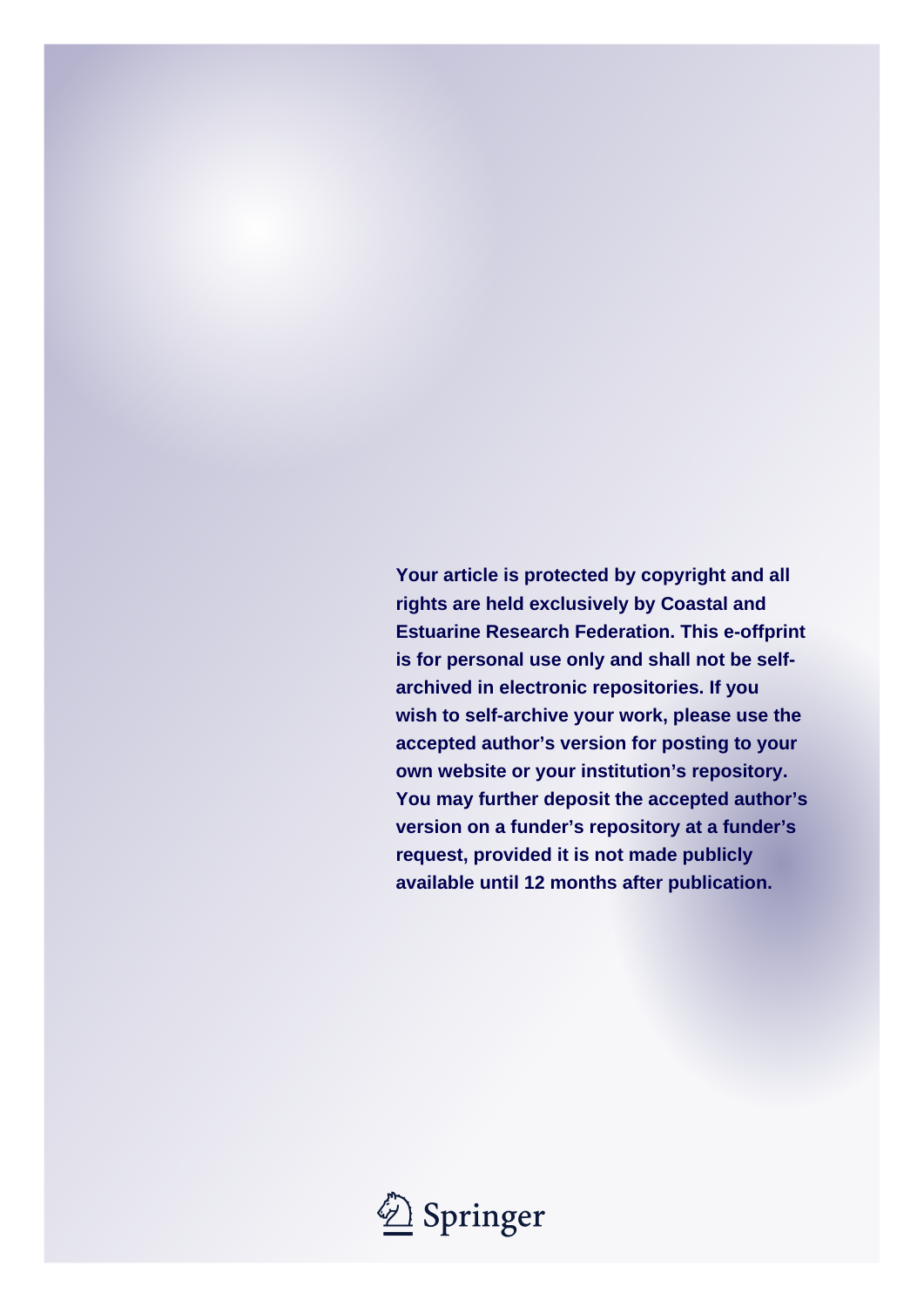**Your article is protected by copyright and all rights are held exclusively by Coastal and Estuarine Research Federation. This e-offprint is for personal use only and shall not be self-archived in electronic repositories. If you wish to self-archive your work, please use the accepted author's version for posting to your own website or your institution's repository. You may further deposit the accepted author's version on a funder's repository at a funder's request, provided it is not made publicly available until 12 months after publication.**

Springer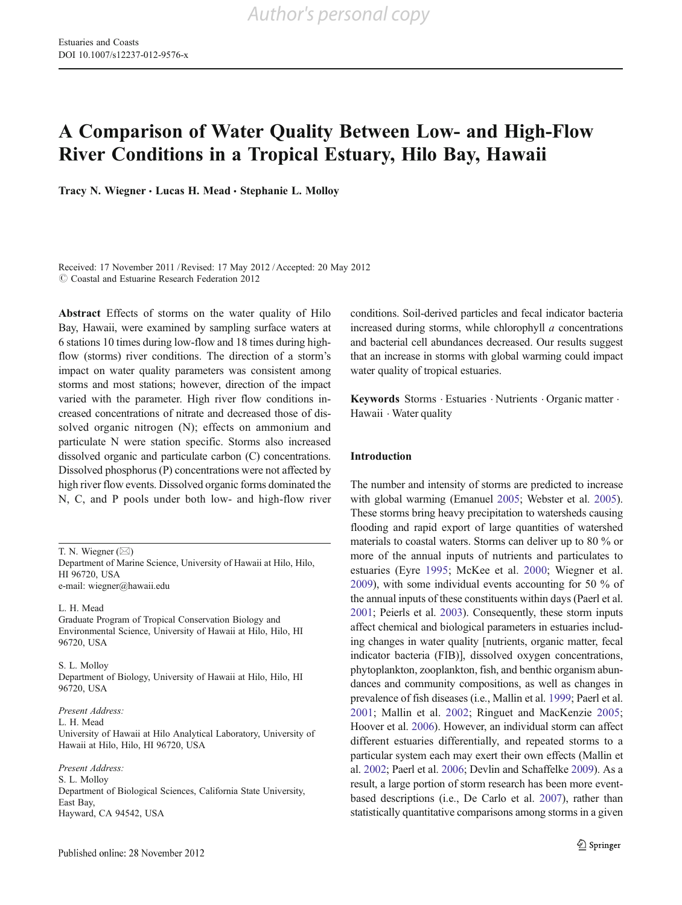# A Comparison of Water Quality Between Low- and High-Flow River Conditions in a Tropical Estuary, Hilo Bay, Hawaii

**Tracy N. Wiegner · Lucas H. Mead · Stephanie L. Molloy**

Received: 17 November 2011 / Revised: 17 May 2012 / Accepted: 20 May 2012
© Coastal and Estuarine Research Federation 2012

**Abstract** Effects of storms on the water quality of Hilo Bay, Hawaii, were examined by sampling surface waters at 6 stations 10 times during low-flow and 18 times during high-flow (storms) river conditions. The direction of a storm's impact on water quality parameters was consistent among storms and most stations; however, direction of the impact varied with the parameter. High river flow conditions increased concentrations of nitrate and decreased those of dissolved organic nitrogen (N); effects on ammonium and particulate N were station specific. Storms also increased dissolved organic and particulate carbon (C) concentrations. Dissolved phosphorus (P) concentrations were not affected by high river flow events. Dissolved organic forms dominated the N, C, and P pools under both low- and high-flow river conditions. Soil-derived particles and fecal indicator bacteria increased during storms, while chlorophyll *a* concentrations and bacterial cell abundances decreased. Our results suggest that an increase in storms with global warming could impact water quality of tropical estuaries.

**Keywords** Storms · Estuaries · Nutrients · Organic matter · Hawaii · Water quality

T. N. Wiegner (✉)
Department of Marine Science, University of Hawaii at Hilo, Hilo, HI 96720, USA
e-mail: wiegner@hawaii.edu

L. H. Mead
Graduate Program of Tropical Conservation Biology and Environmental Science, University of Hawaii at Hilo, Hilo, HI 96720, USA

S. L. Molloy
Department of Biology, University of Hawaii at Hilo, Hilo, HI 96720, USA

*Present Address:*
L. H. Mead
University of Hawaii at Hilo Analytical Laboratory, University of Hawaii at Hilo, Hilo, HI 96720, USA

*Present Address:*
S. L. Molloy
Department of Biological Sciences, California State University, East Bay,
Hayward, CA 94542, USA

## Introduction

The number and intensity of storms are predicted to increase with global warming (Emanuel 2005; Webster et al. 2005). These storms bring heavy precipitation to watersheds causing flooding and rapid export of large quantities of watershed materials to coastal waters. Storms can deliver up to 80 % or more of the annual inputs of nutrients and particulates to estuaries (Eyre 1995; McKee et al. 2000; Wiegner et al. 2009), with some individual events accounting for 50 % of the annual inputs of these constituents within days (Paerl et al. 2001; Peierls et al. 2003). Consequently, these storm inputs affect chemical and biological parameters in estuaries including changes in water quality [nutrients, organic matter, fecal indicator bacteria (FIB)], dissolved oxygen concentrations, phytoplankton, zooplankton, fish, and benthic organism abundances and community compositions, as well as changes in prevalence of fish diseases (i.e., Mallin et al. 1999; Paerl et al. 2001; Mallin et al. 2002; Ringuet and MacKenzie 2005; Hoover et al. 2006). However, an individual storm can affect different estuaries differentially, and repeated storms to a particular system each may exert their own effects (Mallin et al. 2002; Paerl et al. 2006; Devlin and Schaffelke 2009). As a result, a large portion of storm research has been more event-based descriptions (i.e., De Carlo et al. 2007), rather than statistically quantitative comparisons among storms in a given

Published online: 28 November 2012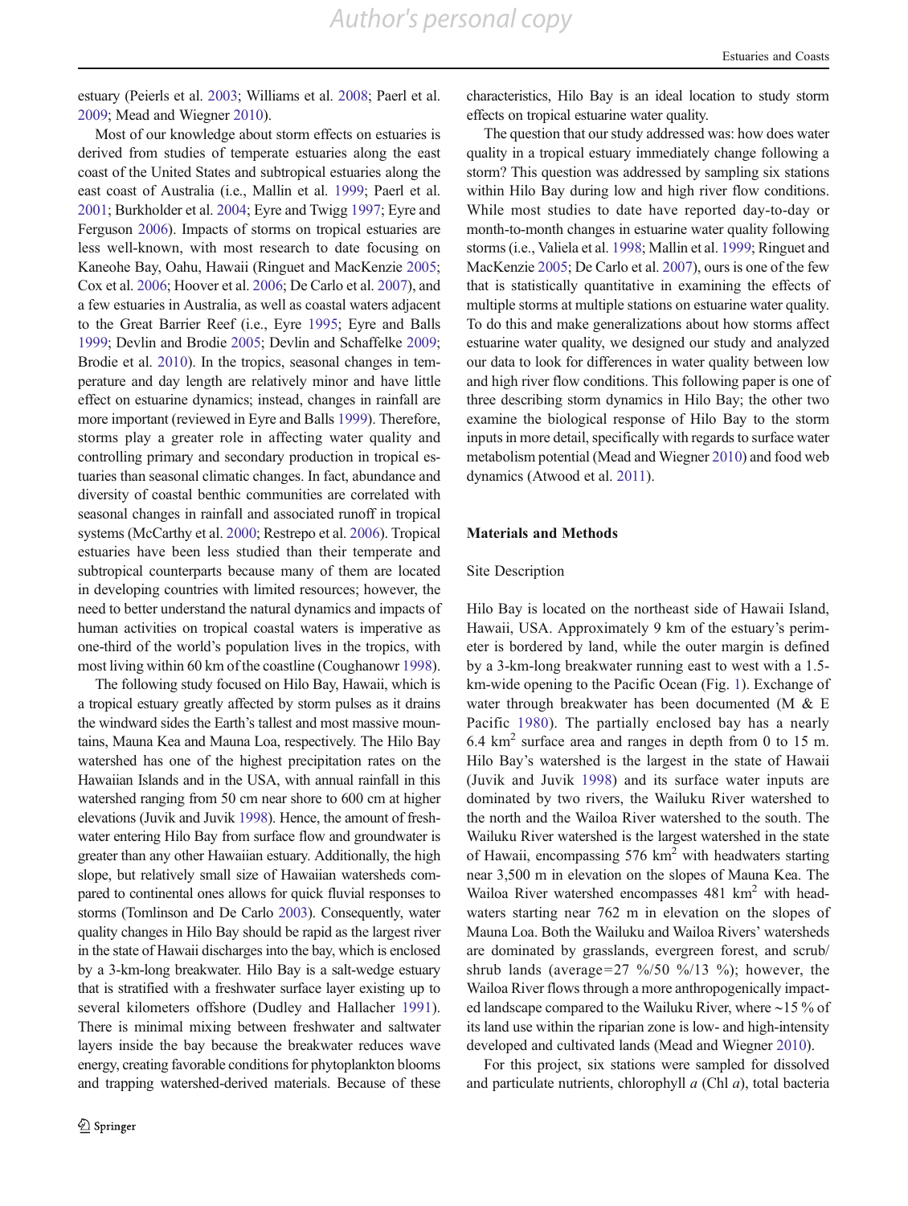estuary (Peierls et al. 2003; Williams et al. 2008; Paerl et al. 2009; Mead and Wiegner 2010).

Most of our knowledge about storm effects on estuaries is derived from studies of temperate estuaries along the east coast of the United States and subtropical estuaries along the east coast of Australia (i.e., Mallin et al. 1999; Paerl et al. 2001; Burkholder et al. 2004; Eyre and Twigg 1997; Eyre and Ferguson 2006). Impacts of storms on tropical estuaries are less well-known, with most research to date focusing on Kaneohe Bay, Oahu, Hawaii (Ringuet and MacKenzie 2005; Cox et al. 2006; Hoover et al. 2006; De Carlo et al. 2007), and a few estuaries in Australia, as well as coastal waters adjacent to the Great Barrier Reef (i.e., Eyre 1995; Eyre and Balls 1999; Devlin and Brodie 2005; Devlin and Schaffelke 2009; Brodie et al. 2010). In the tropics, seasonal changes in temperature and day length are relatively minor and have little effect on estuarine dynamics; instead, changes in rainfall are more important (reviewed in Eyre and Balls 1999). Therefore, storms play a greater role in affecting water quality and controlling primary and secondary production in tropical estuaries than seasonal climatic changes. In fact, abundance and diversity of coastal benthic communities are correlated with seasonal changes in rainfall and associated runoff in tropical systems (McCarthy et al. 2000; Restrepo et al. 2006). Tropical estuaries have been less studied than their temperate and subtropical counterparts because many of them are located in developing countries with limited resources; however, the need to better understand the natural dynamics and impacts of human activities on tropical coastal waters is imperative as one-third of the world's population lives in the tropics, with most living within 60 km of the coastline (Coughanowr 1998).

The following study focused on Hilo Bay, Hawaii, which is a tropical estuary greatly affected by storm pulses as it drains the windward sides the Earth's tallest and most massive mountains, Mauna Kea and Mauna Loa, respectively. The Hilo Bay watershed has one of the highest precipitation rates on the Hawaiian Islands and in the USA, with annual rainfall in this watershed ranging from 50 cm near shore to 600 cm at higher elevations (Juvik and Juvik 1998). Hence, the amount of freshwater entering Hilo Bay from surface flow and groundwater is greater than any other Hawaiian estuary. Additionally, the high slope, but relatively small size of Hawaiian watersheds compared to continental ones allows for quick fluvial responses to storms (Tomlinson and De Carlo 2003). Consequently, water quality changes in Hilo Bay should be rapid as the largest river in the state of Hawaii discharges into the bay, which is enclosed by a 3-km-long breakwater. Hilo Bay is a salt-wedge estuary that is stratified with a freshwater surface layer existing up to several kilometers offshore (Dudley and Hallacher 1991). There is minimal mixing between freshwater and saltwater layers inside the bay because the breakwater reduces wave energy, creating favorable conditions for phytoplankton blooms and trapping watershed-derived materials. Because of these characteristics, Hilo Bay is an ideal location to study storm effects on tropical estuarine water quality.

The question that our study addressed was: how does water quality in a tropical estuary immediately change following a storm? This question was addressed by sampling six stations within Hilo Bay during low and high river flow conditions. While most studies to date have reported day-to-day or month-to-month changes in estuarine water quality following storms (i.e., Valiela et al. 1998; Mallin et al. 1999; Ringuet and MacKenzie 2005; De Carlo et al. 2007), ours is one of the few that is statistically quantitative in examining the effects of multiple storms at multiple stations on estuarine water quality. To do this and make generalizations about how storms affect estuarine water quality, we designed our study and analyzed our data to look for differences in water quality between low and high river flow conditions. This following paper is one of three describing storm dynamics in Hilo Bay; the other two examine the biological response of Hilo Bay to the storm inputs in more detail, specifically with regards to surface water metabolism potential (Mead and Wiegner 2010) and food web dynamics (Atwood et al. 2011).

## Materials and Methods

### Site Description

Hilo Bay is located on the northeast side of Hawaii Island, Hawaii, USA. Approximately 9 km of the estuary's perimeter is bordered by land, while the outer margin is defined by a 3-km-long breakwater running east to west with a 1.5-km-wide opening to the Pacific Ocean (Fig. 1). Exchange of water through breakwater has been documented (M & E Pacific 1980). The partially enclosed bay has a nearly 6.4 $km^2$ surface area and ranges in depth from 0 to 15 m. Hilo Bay's watershed is the largest in the state of Hawaii (Juvik and Juvik 1998) and its surface water inputs are dominated by two rivers, the Wailuku River watershed to the north and the Wailoa River watershed to the south. The Wailuku River watershed is the largest watershed in the state of Hawaii, encompassing 576 $km^2$ with headwaters starting near 3,500 m in elevation on the slopes of Mauna Kea. The Wailoa River watershed encompasses 481 $km^2$ with headwaters starting near 762 m in elevation on the slopes of Mauna Loa. Both the Wailuku and Wailoa Rivers' watersheds are dominated by grasslands, evergreen forest, and scrub/shrub lands (average=27 %/50 %/13 %); however, the Wailoa River flows through a more anthropogenically impacted landscape compared to the Wailuku River, where ~15 % of its land use within the riparian zone is low- and high-intensity developed and cultivated lands (Mead and Wiegner 2010).

For this project, six stations were sampled for dissolved and particulate nutrients, chlorophyll *a* (Chl *a*), total bacteria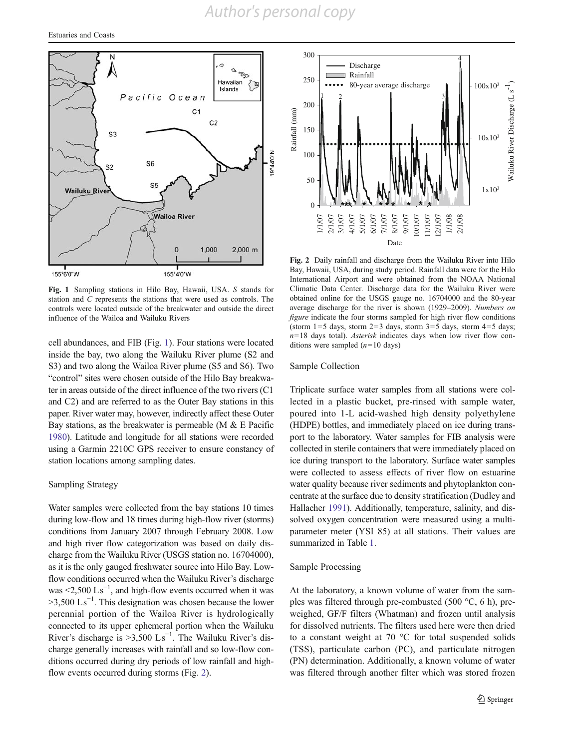Fig. 1 Sampling stations in Hilo Bay, Hawaii, USA. *S* stands for station and *C* represents the stations that were used as controls. The controls were located outside of the breakwater and outside the direct influence of the Wailoa and Wailuku Rivers

cell abundances, and FIB (Fig. 1). Four stations were located inside the bay, two along the Wailuku River plume (S2 and S3) and two along the Wailoa River plume (S5 and S6). Two "control" sites were chosen outside of the Hilo Bay breakwater in areas outside of the direct influence of the two rivers (C1 and C2) and are referred to as the Outer Bay stations in this paper. River water may, however, indirectly affect these Outer Bay stations, as the breakwater is permeable (M & E Pacific 1980). Latitude and longitude for all stations were recorded using a Garmin 2210C GPS receiver to ensure constancy of station locations among sampling dates.

### Sampling Strategy

Water samples were collected from the bay stations 10 times during low-flow and 18 times during high-flow river (storms) conditions from January 2007 through February 2008. Low and high river flow categorization was based on daily discharge from the Wailuku River (USGS station no. 16704000), as it is the only gauged freshwater source into Hilo Bay. Low-flow conditions occurred when the Wailuku River's discharge was <2,500 L s$^{-1}$, and high-flow events occurred when it was >3,500 L s$^{-1}$. This designation was chosen because the lower perennial portion of the Wailoa River is hydrologically connected to its upper ephemeral portion when the Wailuku River's discharge is >3,500 L s$^{-1}$. The Wailuku River's discharge generally increases with rainfall and so low-flow conditions occurred during dry periods of low rainfall and high-flow events occurred during storms (Fig. 2).

Fig. 2 Daily rainfall and discharge from the Wailuku River into Hilo Bay, Hawaii, USA, during study period. Rainfall data were for the Hilo International Airport and were obtained from the NOAA National Climatic Data Center. Discharge data for the Wailuku River were obtained online for the USGS gauge no. 16704000 and the 80-year average discharge for the river is shown (1929–2009). *Numbers on figure* indicate the four storms sampled for high river flow conditions (storm 1=5 days, storm 2=3 days, storm 3=5 days, storm 4=5 days; *n*=18 days total). *Asterisk* indicates days when low river flow conditions were sampled (*n*=10 days)

### Sample Collection

Triplicate surface water samples from all stations were collected in a plastic bucket, pre-rinsed with sample water, poured into 1-L acid-washed high density polyethylene (HDPE) bottles, and immediately placed on ice during transport to the laboratory. Water samples for FIB analysis were collected in sterile containers that were immediately placed on ice during transport to the laboratory. Surface water samples were collected to assess effects of river flow on estuarine water quality because river sediments and phytoplankton concentrate at the surface due to density stratification (Dudley and Hallacher 1991). Additionally, temperature, salinity, and dissolved oxygen concentration were measured using a multi-parameter meter (YSI 85) at all stations. Their values are summarized in Table 1.

### Sample Processing

At the laboratory, a known volume of water from the samples was filtered through pre-combusted (500 °C, 6 h), pre-weighed, GF/F filters (Whatman) and frozen until analysis for dissolved nutrients. The filters used here were then dried to a constant weight at 70 °C for total suspended solids (TSS), particulate carbon (PC), and particulate nitrogen (PN) determination. Additionally, a known volume of water was filtered through another filter which was stored frozen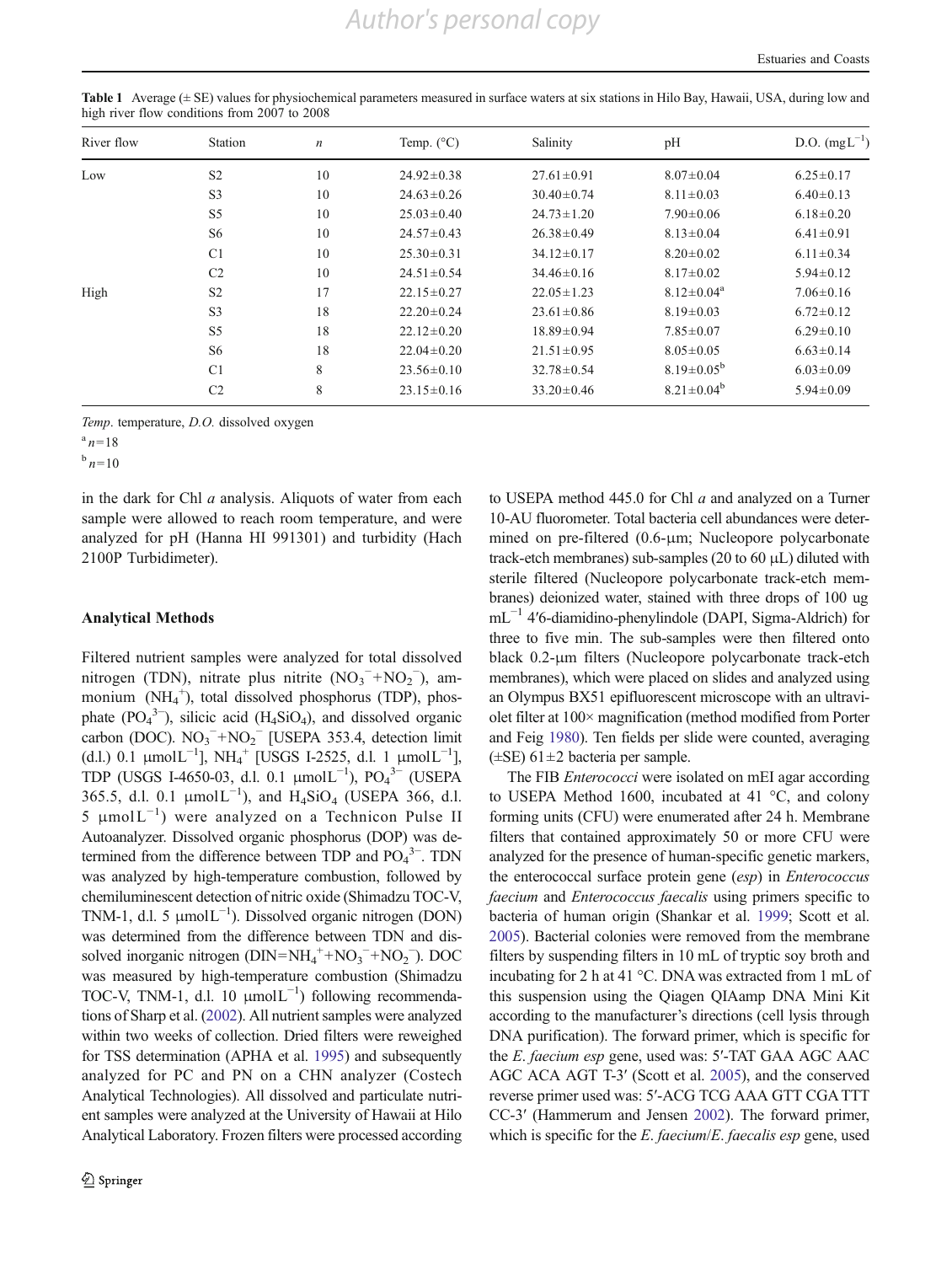**Table 1** Average (± SE) values for physiochemical parameters measured in surface waters at six stations in Hilo Bay, Hawaii, USA, during low and high river flow conditions from 2007 to 2008

| River flow | Station | $n$ | Temp. (°C) | Salinity | pH | D.O. ($mgL^{-1}$) |
|---|---|---|---|---|---|---|
| Low | S2 | 10 | 24.92±0.38 | 27.61±0.91 | 8.07±0.04 | 6.25±0.17 |
| | S3 | 10 | 24.63±0.26 | 30.40±0.74 | 8.11±0.03 | 6.40±0.13 |
| | S5 | 10 | 25.03±0.40 | 24.73±1.20 | 7.90±0.06 | 6.18±0.20 |
| | S6 | 10 | 24.57±0.43 | 26.38±0.49 | 8.13±0.04 | 6.41±0.91 |
| | C1 | 10 | 25.30±0.31 | 34.12±0.17 | 8.20±0.02 | 6.11±0.34 |
| | C2 | 10 | 24.51±0.54 | 34.46±0.16 | 8.17±0.02 | 5.94±0.12 |
| High | S2 | 17 | 22.15±0.27 | 22.05±1.23 | 8.12±0.04[a] | 7.06±0.16 |
| | S3 | 18 | 22.20±0.24 | 23.61±0.86 | 8.19±0.03 | 6.72±0.12 |
| | S5 | 18 | 22.12±0.20 | 18.89±0.94 | 7.85±0.07 | 6.29±0.10 |
| | S6 | 18 | 22.04±0.20 | 21.51±0.95 | 8.05±0.05 | 6.63±0.14 |
| | C1 | 8 | 23.56±0.10 | 32.78±0.54 | 8.19±0.05[b] | 6.03±0.09 |
| | C2 | 8 | 23.15±0.16 | 33.20±0.46 | 8.21±0.04[b] | 5.94±0.09 |

*Temp.* temperature, *D.O.* dissolved oxygen

[a] $n=18$

[b] $n=10$

in the dark for Chl *a* analysis. Aliquots of water from each sample were allowed to reach room temperature, and were analyzed for pH (Hanna HI 991301) and turbidity (Hach 2100P Turbidimeter).

## Analytical Methods

Filtered nutrient samples were analyzed for total dissolved nitrogen (TDN), nitrate plus nitrite ($NO_3^-$+$NO_2^-$), ammonium ($NH_4^+$), total dissolved phosphorus (TDP), phosphate ($PO_4^{3-}$), silicic acid ($H_4SiO_4$), and dissolved organic carbon (DOC). $NO_3^-$+$NO_2^-$ [USEPA 353.4, detection limit (d.l.) 0.1 $\mu molL^{-1}$], $NH_4^+$ [USGS I-2525, d.l. 1 $\mu molL^{-1}$], TDP (USGS I-4650-03, d.l. 0.1 $\mu molL^{-1}$), $PO_4^{3-}$ (USEPA 365.5, d.l. 0.1 $\mu molL^{-1}$), and $H_4SiO_4$ (USEPA 366, d.l. 5 $\mu molL^{-1}$) were analyzed on a Technicon Pulse II Autoanalyzer. Dissolved organic phosphorus (DOP) was determined from the difference between TDP and $PO_4^{3-}$. TDN was analyzed by high-temperature combustion, followed by chemiluminescent detection of nitric oxide (Shimadzu TOC-V, TNM-1, d.l. 5 $\mu molL^{-1}$). Dissolved organic nitrogen (DON) was determined from the difference between TDN and dissolved inorganic nitrogen (DIN=$NH_4^+$+$NO_3^-$+$NO_2^-$). DOC was measured by high-temperature combustion (Shimadzu TOC-V, TNM-1, d.l. 10 $\mu molL^{-1}$) following recommendations of Sharp et al. (2002). All nutrient samples were analyzed within two weeks of collection. Dried filters were reweighed for TSS determination (APHA et al. 1995) and subsequently analyzed for PC and PN on a CHN analyzer (Costech Analytical Technologies). All dissolved and particulate nutrient samples were analyzed at the University of Hawaii at Hilo Analytical Laboratory. Frozen filters were processed according to USEPA method 445.0 for Chl *a* and analyzed on a Turner 10-AU fluorometer. Total bacteria cell abundances were determined on pre-filtered (0.6-μm; Nucleopore polycarbonate track-etch membranes) sub-samples (20 to 60 μL) diluted with sterile filtered (Nucleopore polycarbonate track-etch membranes) deionized water, stained with three drops of 100 ug $mL^{-1}$ 4′6-diamidino-phenylindole (DAPI, Sigma-Aldrich) for three to five min. The sub-samples were then filtered onto black 0.2-μm filters (Nucleopore polycarbonate track-etch membranes), which were placed on slides and analyzed using an Olympus BX51 epifluorescent microscope with an ultraviolet filter at 100× magnification (method modified from Porter and Feig 1980). Ten fields per slide were counted, averaging (±SE) 61±2 bacteria per sample.

The FIB *Enterococci* were isolated on mEI agar according to USEPA Method 1600, incubated at 41 °C, and colony forming units (CFU) were enumerated after 24 h. Membrane filters that contained approximately 50 or more CFU were analyzed for the presence of human-specific genetic markers, the enterococcal surface protein gene (*esp*) in *Enterococcus faecium* and *Enterococcus faecalis* using primers specific to bacteria of human origin (Shankar et al. 1999; Scott et al. 2005). Bacterial colonies were removed from the membrane filters by suspending filters in 10 mL of tryptic soy broth and incubating for 2 h at 41 °C. DNA was extracted from 1 mL of this suspension using the Qiagen QIAamp DNA Mini Kit according to the manufacturer's directions (cell lysis through DNA purification). The forward primer, which is specific for the *E. faecium esp* gene, used was: 5′-TAT GAA AGC AAC AGC ACA AGT T-3′ (Scott et al. 2005), and the conserved reverse primer used was: 5′-ACG TCG AAA GTT CGA TTT CC-3′ (Hammerum and Jensen 2002). The forward primer, which is specific for the *E. faecium*/*E. faecalis esp* gene, used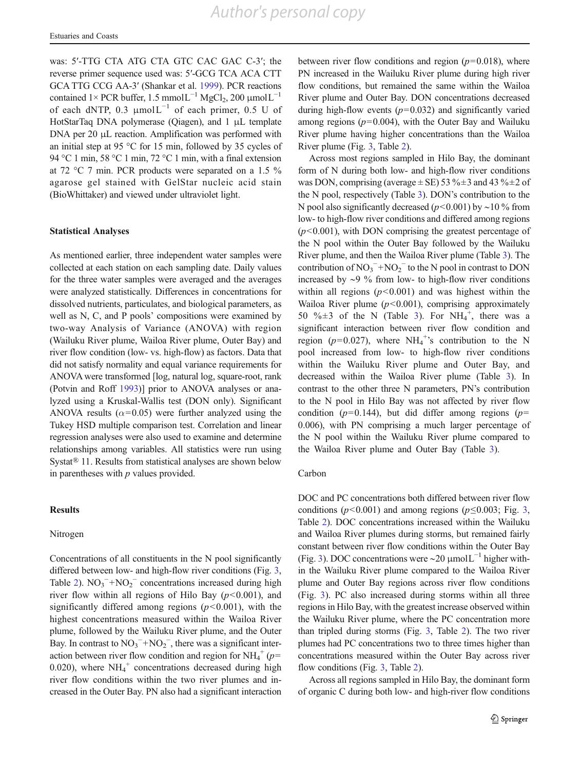was: 5′-TTG CTA ATG CTA GTC CAC GAC C-3′; the reverse primer sequence used was: 5′-GCG TCA ACA CTT GCA TTG CCG AA-3′ (Shankar et al. 1999). PCR reactions contained 1× PCR buffer, 1.5 $mmol L^{-1}$ $MgCl_2$, 200 $\mu mol L^{-1}$ of each dNTP, 0.3 $\mu mol L^{-1}$ of each primer, 0.5 U of HotStarTaq DNA polymerase (Qiagen), and 1 μL template DNA per 20 μL reaction. Amplification was performed with an initial step at 95 °C for 15 min, followed by 35 cycles of 94 °C 1 min, 58 °C 1 min, 72 °C 1 min, with a final extension at 72 °C 7 min. PCR products were separated on a 1.5 % agarose gel stained with GelStar nucleic acid stain (BioWhittaker) and viewed under ultraviolet light.

### Statistical Analyses

As mentioned earlier, three independent water samples were collected at each station on each sampling date. Daily values for the three water samples were averaged and the averages were analyzed statistically. Differences in concentrations for dissolved nutrients, particulates, and biological parameters, as well as N, C, and P pools' compositions were examined by two-way Analysis of Variance (ANOVA) with region (Wailuku River plume, Wailoa River plume, Outer Bay) and river flow condition (low- vs. high-flow) as factors. Data that did not satisfy normality and equal variance requirements for ANOVA were transformed [log, natural log, square-root, rank (Potvin and Roff 1993)] prior to ANOVA analyses or analyzed using a Kruskal-Wallis test (DON only). Significant ANOVA results ($\alpha=0.05$) were further analyzed using the Tukey HSD multiple comparison test. Correlation and linear regression analyses were also used to examine and determine relationships among variables. All statistics were run using Systat® 11. Results from statistical analyses are shown below in parentheses with *p* values provided.

## Results

### Nitrogen

Concentrations of all constituents in the N pool significantly differed between low- and high-flow river conditions (Fig. 3, Table 2). $NO_3^-+NO_2^-$ concentrations increased during high river flow within all regions of Hilo Bay ($p<0.001$), and significantly differed among regions ($p<0.001$), with the highest concentrations measured within the Wailoa River plume, followed by the Wailuku River plume, and the Outer Bay. In contrast to $NO_3^-+NO_2^-$, there was a significant interaction between river flow condition and region for $NH_4^+$ ($p=0.020$), where $NH_4^+$ concentrations decreased during high river flow conditions within the two river plumes and increased in the Outer Bay. PN also had a significant interaction between river flow conditions and region ($p=0.018$), where PN increased in the Wailuku River plume during high river flow conditions, but remained the same within the Wailoa River plume and Outer Bay. DON concentrations decreased during high-flow events ($p=0.032$) and significantly varied among regions ($p=0.004$), with the Outer Bay and Wailuku River plume having higher concentrations than the Wailoa River plume (Fig. 3, Table 2).

Across most regions sampled in Hilo Bay, the dominant form of N during both low- and high-flow river conditions was DON, comprising (average ± SE) 53 %±3 and 43 %±2 of the N pool, respectively (Table 3). DON's contribution to the N pool also significantly decreased ($p<0.001$) by ~10 % from low- to high-flow river conditions and differed among regions ($p<0.001$), with DON comprising the greatest percentage of the N pool within the Outer Bay followed by the Wailuku River plume, and then the Wailoa River plume (Table 3). The contribution of $NO_3^-+NO_2^-$ to the N pool in contrast to DON increased by ~9 % from low- to high-flow river conditions within all regions ($p<0.001$) and was highest within the Wailoa River plume ($p<0.001$), comprising approximately 50 %±3 of the N (Table 3). For $NH_4^+$, there was a significant interaction between river flow condition and region ($p=0.027$), where $NH_4^+$'s contribution to the N pool increased from low- to high-flow river conditions within the Wailuku River plume and Outer Bay, and decreased within the Wailoa River plume (Table 3). In contrast to the other three N parameters, PN's contribution to the N pool in Hilo Bay was not affected by river flow condition ($p=0.144$), but did differ among regions ($p=0.006$), with PN comprising a much larger percentage of the N pool within the Wailuku River plume compared to the Wailoa River plume and Outer Bay (Table 3).

### Carbon

DOC and PC concentrations both differed between river flow conditions ($p<0.001$) and among regions ($p\leq0.003$; Fig. 3, Table 2). DOC concentrations increased within the Wailuku and Wailoa River plumes during storms, but remained fairly constant between river flow conditions within the Outer Bay (Fig. 3). DOC concentrations were ~20 $\mu mol L^{-1}$ higher within the Wailuku River plume compared to the Wailoa River plume and Outer Bay regions across river flow conditions (Fig. 3). PC also increased during storms within all three regions in Hilo Bay, with the greatest increase observed within the Wailuku River plume, where the PC concentration more than tripled during storms (Fig. 3, Table 2). The two river plumes had PC concentrations two to three times higher than concentrations measured within the Outer Bay across river flow conditions (Fig. 3, Table 2).

Across all regions sampled in Hilo Bay, the dominant form of organic C during both low- and high-river flow conditions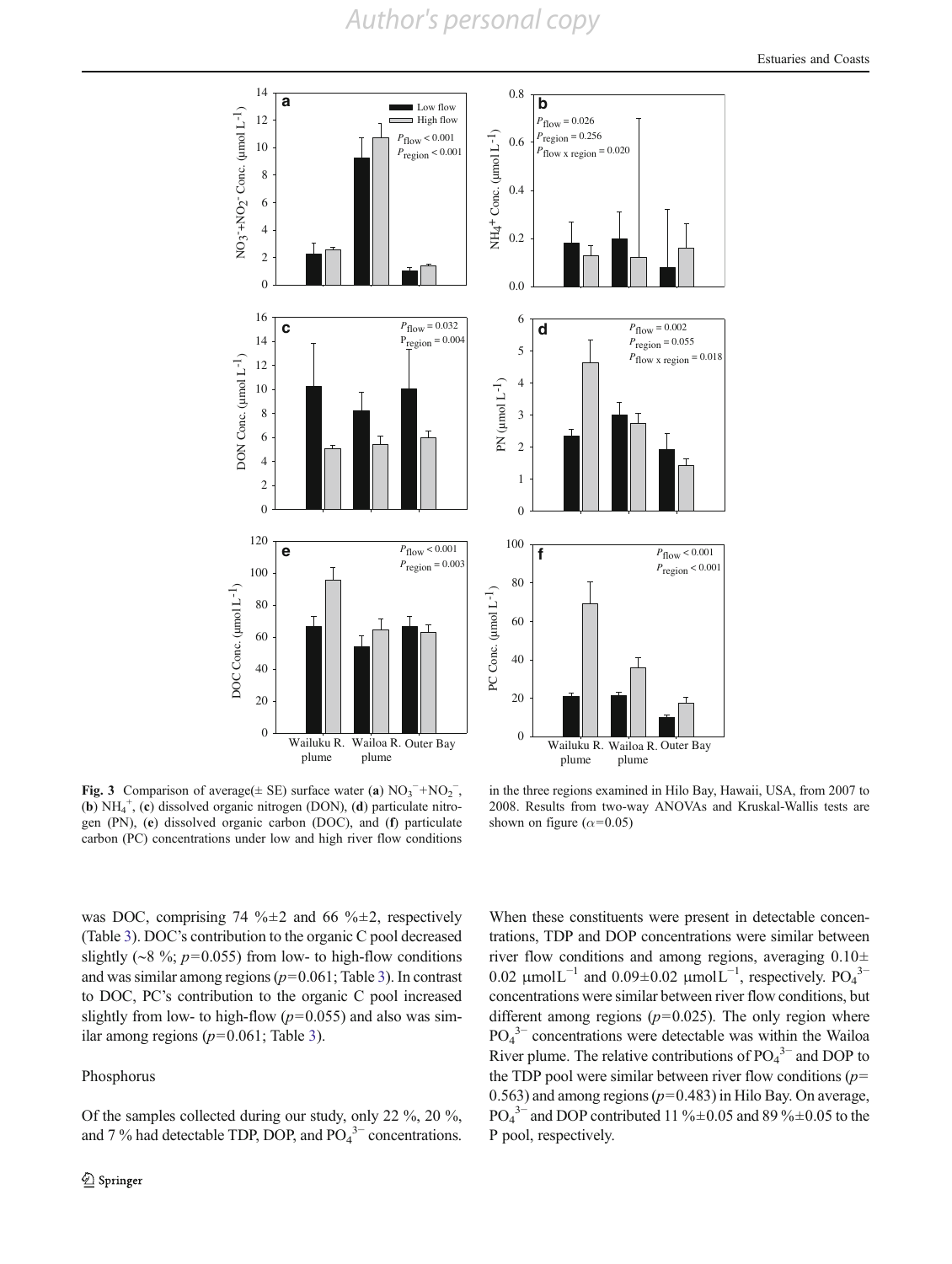**Fig. 3** Comparison of average(± SE) surface water (**a**) $NO_3^-+NO_2^-$, (**b**) $NH_4^+$, (**c**) dissolved organic nitrogen (DON), (**d**) particulate nitrogen (PN), (**e**) dissolved organic carbon (DOC), and (**f**) particulate carbon (PC) concentrations under low and high river flow conditions in the three regions examined in Hilo Bay, Hawaii, USA, from 2007 to 2008. Results from two-way ANOVAs and Kruskal-Wallis tests are shown on figure ($\alpha$=0.05)

was DOC, comprising 74 %±2 and 66 %±2, respectively (Table 3). DOC's contribution to the organic C pool decreased slightly (~8 %; $p$=0.055) from low- to high-flow conditions and was similar among regions ($p$=0.061; Table 3). In contrast to DOC, PC's contribution to the organic C pool increased slightly from low- to high-flow ($p$=0.055) and also was similar among regions ($p$=0.061; Table 3).

### Phosphorus

Of the samples collected during our study, only 22 %, 20 %, and 7 % had detectable TDP, DOP, and $PO_4^{3-}$ concentrations. When these constituents were present in detectable concentrations, TDP and DOP concentrations were similar between river flow conditions and among regions, averaging 0.10± 0.02 μmolL$^{-1}$ and 0.09±0.02 μmolL$^{-1}$, respectively. $PO_4^{3-}$ concentrations were similar between river flow conditions, but different among regions ($p$=0.025). The only region where $PO_4^{3-}$ concentrations were detectable was within the Wailoa River plume. The relative contributions of $PO_4^{3-}$ and DOP to the TDP pool were similar between river flow conditions ($p$= 0.563) and among regions ($p$=0.483) in Hilo Bay. On average, $PO_4^{3-}$ and DOP contributed 11 %±0.05 and 89 %±0.05 to the P pool, respectively.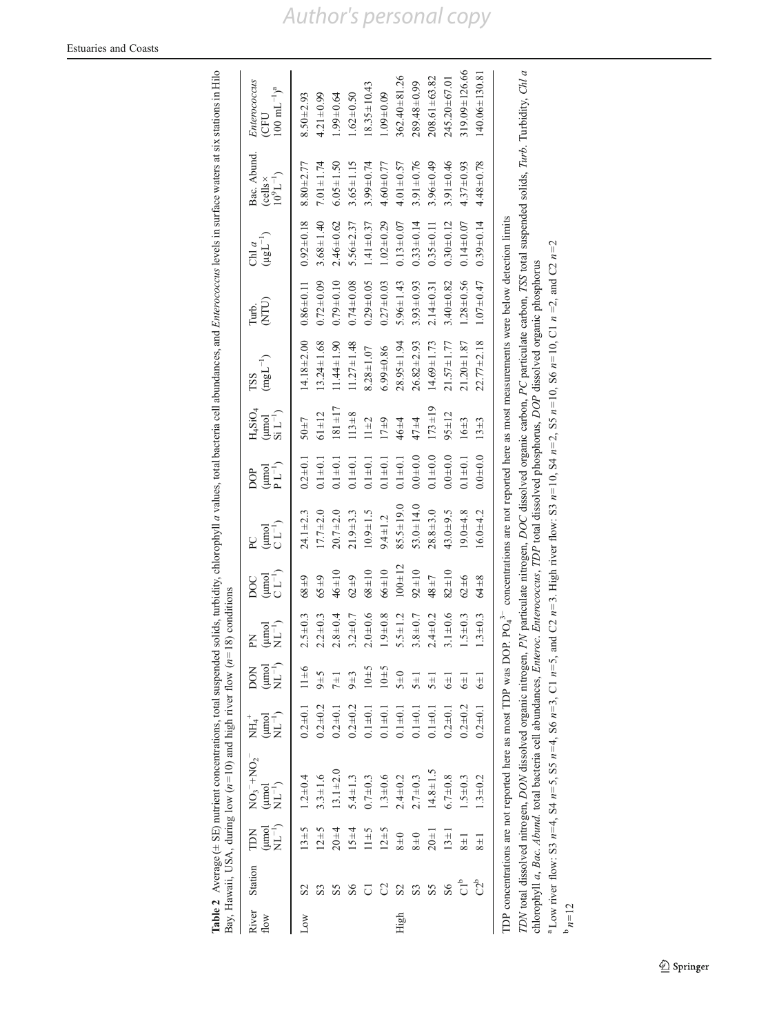**Table 2** Average (± SE) nutrient concentrations, total suspended solids, turbidity, chlorophyll *a* values, total bacteria cell abundances, and *Enterococcus* levels in surface waters at six stations in Hilo Bay, Hawaii, USA, during low ($n$=10) and high river flow ($n$=18) conditions

| River flow | Station | TDN (μmol $NL^{-1}$) | $NO_3^-+NO_2^-$ (μmol $NL^{-1}$) | $NH_4^+$ (μmol $NL^{-1}$) | DON (μmol $NL^{-1}$) | PN (μmol $NL^{-1}$) | DOC (μmol $CL^{-1}$) | PC (μmol $CL^{-1}$) | DOP (μmol $PL^{-1}$) | $H_4SiO_4$ (μmol $SiL^{-1}$) | TSS ($mgL^{-1}$) | Turb. (NTU) | Chl *a* (μg$L^{-1}$) | Bac. Abund. (cells × $10^9L^{-1}$) | *Enterococcus* (CFU 100 $mL^{-1}$)[a] |
|---|---|---|---|---|---|---|---|---|---|---|---|---|---|---|---|
| Low | S2 | 13±5 | 1.2±0.4 | 0.2±0.1 | 11±6 | 2.5±0.3 | 68±9 | 24.1±2.3 | 0.2±0.1 | 50±7 | 14.18±2.00 | 0.86±0.11 | 0.92±0.18 | 8.80±2.77 | 8.50±2.93 |
| | S3 | 12±5 | 3.3±1.6 | 0.2±0.2 | 9±5 | 2.2±0.3 | 65±9 | 17.7±2.0 | 0.1±0.1 | 61±12 | 13.24±1.68 | 0.72±0.09 | 3.68±1.40 | 7.01±1.74 | 4.21±0.99 |
| | S5 | 20±4 | 13.1±2.0 | 0.2±0.1 | 7±1 | 2.8±0.4 | 46±10 | 20.7±2.0 | 0.1±0.1 | 181±17 | 11.44±1.90 | 0.79±0.10 | 2.46±0.62 | 6.05±1.50 | 1.99±0.64 |
| | S6 | 15±4 | 5.4±1.3 | 0.2±0.2 | 9±3 | 3.2±0.7 | 62±9 | 21.9±3.3 | 0.1±0.1 | 113±8 | 11.27±1.48 | 0.74±0.08 | 5.56±2.37 | 3.65±1.15 | 1.62±0.50 |
| | C1 | 11±5 | 0.7±0.3 | 0.1±0.1 | 10±5 | 2.0±0.6 | 68±10 | 10.9±1.5 | 0.1±0.1 | 11±2 | 8.28±1.07 | 0.29±0.05 | 1.41±0.37 | 3.99±0.74 | 18.35±10.43 |
| | C2 | 12±5 | 1.3±0.6 | 0.1±0.1 | 10±5 | 1.9±0.8 | 66±10 | 9.4±1.2 | 0.1±0.1 | 17±9 | 6.99±0.86 | 0.27±0.03 | 1.02±0.29 | 4.60±0.77 | 1.09±0.09 |
| High | S2 | 8±0 | 2.4±0.2 | 0.1±0.1 | 5±0 | 5.5±1.2 | 100±12 | 85.5±19.0 | 0.1±0.1 | 46±4 | 28.95±1.94 | 5.96±1.43 | 0.13±0.07 | 4.01±0.57 | 362.40±81.26 |
| | S3 | 8±0 | 2.7±0.3 | 0.1±0.1 | 5±1 | 3.8±0.7 | 92±10 | 53.0±14.0 | 0.0±0.0 | 47±4 | 26.82±2.93 | 3.93±0.93 | 0.33±0.14 | 3.91±0.76 | 289.48±0.99 |
| | S5 | 20±1 | 14.8±1.5 | 0.1±0.1 | 5±1 | 2.4±0.2 | 48±7 | 28.8±3.0 | 0.1±0.0 | 173±19 | 14.69±1.73 | 2.14±0.31 | 0.35±0.11 | 3.96±0.49 | 208.61±63.82 |
| | S6 | 13±1 | 6.7±0.8 | 0.2±0.1 | 6±1 | 3.1±0.6 | 82±10 | 43.0±9.5 | 0.0±0.0 | 95±12 | 21.57±1.77 | 3.40±0.82 | 0.30±0.12 | 3.91±0.46 | 245.20±67.01 |
| | C1[b] | 8±1 | 1.5±0.3 | 0.2±0.2 | 6±1 | 1.5±0.3 | 62±6 | 19.0±4.8 | 0.1±0.1 | 16±3 | 21.20±1.87 | 1.28±0.56 | 0.14±0.07 | 4.37±0.93 | 319.09±126.66 |
| | C2[b] | 8±1 | 1.3±0.2 | 0.2±0.1 | 6±1 | 1.3±0.3 | 64±8 | 16.0±4.2 | 0.0±0.0 | 13±3 | 22.77±2.18 | 1.07±0.47 | 0.39±0.14 | 4.48±0.78 | 140.06±130.81 |

TDP concentrations are not reported here as most TDP was DOP. $PO_4^{3-}$ concentrations are not reported here as most measurements were below detection limits

*TDN* total dissolved nitrogen, *DON* dissolved organic nitrogen, *PN* particulate nitrogen, *DOC* dissolved organic carbon, *PC* particulate carbon, *TSS* total suspended solids, *Turb.* Turbidity, *Chl a* chlorophyll *a*, *Bac. Abund.* total bacteria cell abundances, *Enteroc.* *Enterococcus*, *TDP* total dissolved phosphorus, *DOP* dissolved organic phosphorus

[a] Low river flow: S3 $n$=4, S4 $n$=5, S5 $n$=4, S6 $n$=3, C1 $n$=5, and C2 $n$=3. High river flow: S3 $n$=10, S4 $n$=2, S5 $n$=10, S6 $n$=10, C1 $n$=2, and C2 $n$=2

[b] $n$=12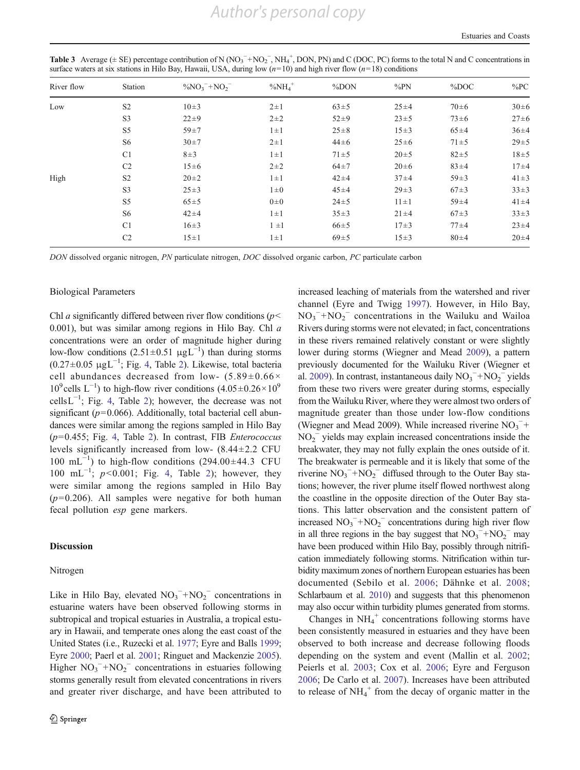**Table 3** Average (± SE) percentage contribution of N ($NO_3^-+NO_2^-$, $NH_4^+$, DON, PN) and C (DOC, PC) forms to the total N and C concentrations in surface waters at six stations in Hilo Bay, Hawaii, USA, during low ($n$=10) and high river flow ($n$=18) conditions

| River flow | Station | $\%NO_3^-+NO_2^-$ | $\%NH_4^+$ | %DON | %PN | %DOC | %PC |
|---|---|---|---|---|---|---|---|
| Low | S2 | 10±3 | 2±1 | 63±5 | 25±4 | 70±6 | 30±6 |
| | S3 | 22±9 | 2±2 | 52±9 | 23±5 | 73±6 | 27±6 |
| | S5 | 59±7 | 1±1 | 25±8 | 15±3 | 65±4 | 36±4 |
| | S6 | 30±7 | 2±1 | 44±6 | 25±6 | 71±5 | 29±5 |
| | C1 | 8±3 | 1±1 | 71±5 | 20±5 | 82±5 | 18±5 |
| | C2 | 15±6 | 2±2 | 64±7 | 20±6 | 83±4 | 17±4 |
| High | S2 | 20±2 | 1±1 | 42±4 | 37±4 | 59±3 | 41±3 |
| | S3 | 25±3 | 1±0 | 45±4 | 29±3 | 67±3 | 33±3 |
| | S5 | 65±5 | 0±0 | 24±5 | 11±1 | 59±4 | 41±4 |
| | S6 | 42±4 | 1±1 | 35±3 | 21±4 | 67±3 | 33±3 |
| | C1 | 16±3 | 1 ±1 | 66±5 | 17±3 | 77±4 | 23±4 |
| | C2 | 15±1 | 1±1 | 69±5 | 15±3 | 80±4 | 20±4 |

*DON* dissolved organic nitrogen, *PN* particulate nitrogen, *DOC* dissolved organic carbon, *PC* particulate carbon

### Biological Parameters

Chl *a* significantly differed between river flow conditions ($p<0.001$), but was similar among regions in Hilo Bay. Chl *a* concentrations were an order of magnitude higher during low-flow conditions (2.51±0.51 $\mu g L^{-1}$) than during storms (0.27±0.05 $\mu g L^{-1}$; Fig. 4, Table 2). Likewise, total bacteria cell abundances decreased from low- ($5.89\pm0.66\times10^9$ cells $L^{-1}$) to high-flow river conditions ($4.05\pm0.26\times10^9$ cells$L^{-1}$; Fig. 4, Table 2); however, the decrease was not significant ($p$=0.066). Additionally, total bacterial cell abundances were similar among the regions sampled in Hilo Bay ($p$=0.455; Fig. 4, Table 2). In contrast, FIB *Enterococcus* levels significantly increased from low- (8.44±2.2 CFU 100 $mL^{-1}$) to high-flow conditions (294.00±44.3 CFU 100 $mL^{-1}$; $p<0.001$; Fig. 4, Table 2); however, they were similar among the regions sampled in Hilo Bay ($p$=0.206). All samples were negative for both human fecal pollution *esp* gene markers.

## Discussion

### Nitrogen

Like in Hilo Bay, elevated $NO_3^-+NO_2^-$ concentrations in estuarine waters have been observed following storms in subtropical and tropical estuaries in Australia, a tropical estuary in Hawaii, and temperate ones along the east coast of the United States (i.e., Ruzecki et al. 1977; Eyre and Balls 1999; Eyre 2000; Paerl et al. 2001; Ringuet and Mackenzie 2005). Higher $NO_3^-+NO_2^-$ concentrations in estuaries following storms generally result from elevated concentrations in rivers and greater river discharge, and have been attributed to increased leaching of materials from the watershed and river channel (Eyre and Twigg 1997). However, in Hilo Bay, $NO_3^-+NO_2^-$ concentrations in the Wailuku and Wailoa Rivers during storms were not elevated; in fact, concentrations in these rivers remained relatively constant or were slightly lower during storms (Wiegner and Mead 2009), a pattern previously documented for the Wailuku River (Wiegner et al. 2009). In contrast, instantaneous daily $NO_3^-+NO_2^-$ yields from these two rivers were greater during storms, especially from the Wailuku River, where they were almost two orders of magnitude greater than those under low-flow conditions (Wiegner and Mead 2009). While increased riverine $NO_3^-+NO_2^-$ yields may explain increased concentrations inside the breakwater, they may not fully explain the ones outside of it. The breakwater is permeable and it is likely that some of the riverine $NO_3^-+NO_2^-$ diffused through to the Outer Bay stations; however, the river plume itself flowed northwest along the coastline in the opposite direction of the Outer Bay stations. This latter observation and the consistent pattern of increased $NO_3^-+NO_2^-$ concentrations during high river flow in all three regions in the bay suggest that $NO_3^-+NO_2^-$ may have been produced within Hilo Bay, possibly through nitrification immediately following storms. Nitrification within turbidity maximum zones of northern European estuaries has been documented (Sebilo et al. 2006; Dähnke et al. 2008; Schlarbaum et al. 2010) and suggests that this phenomenon may also occur within turbidity plumes generated from storms.

Changes in $NH_4^+$ concentrations following storms have been consistently measured in estuaries and they have been observed to both increase and decrease following floods depending on the system and event (Mallin et al. 2002; Peierls et al. 2003; Cox et al. 2006; Eyre and Ferguson 2006; De Carlo et al. 2007). Increases have been attributed to release of $NH_4^+$ from the decay of organic matter in the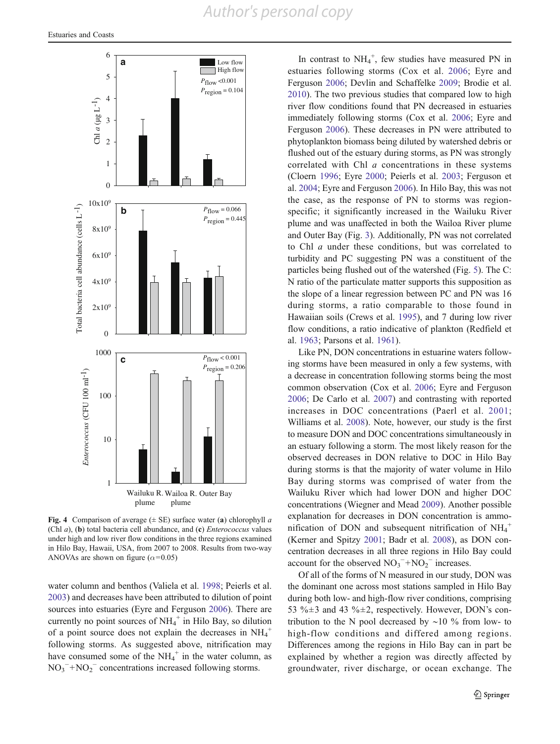Fig. 4 Comparison of average (± SE) surface water (**a**) chlorophyll *a* (Chl *a*), (**b**) total bacteria cell abundance, and (**c**) *Enterococcus* values under high and low river flow conditions in the three regions examined in Hilo Bay, Hawaii, USA, from 2007 to 2008. Results from two-way ANOVAs are shown on figure ($\alpha$=0.05)

water column and benthos (Valiela et al. 1998; Peierls et al. 2003) and decreases have been attributed to dilution of point sources into estuaries (Eyre and Ferguson 2006). There are currently no point sources of $NH_4^+$ in Hilo Bay, so dilution of a point source does not explain the decreases in $NH_4^+$ following storms. As suggested above, nitrification may have consumed some of the $NH_4^+$ in the water column, as $NO_3^-+NO_2^-$ concentrations increased following storms.

In contrast to $NH_4^+$, few studies have measured PN in estuaries following storms (Cox et al. 2006; Eyre and Ferguson 2006; Devlin and Schaffelke 2009; Brodie et al. 2010). The two previous studies that compared low to high river flow conditions found that PN decreased in estuaries immediately following storms (Cox et al. 2006; Eyre and Ferguson 2006). These decreases in PN were attributed to phytoplankton biomass being diluted by watershed debris or flushed out of the estuary during storms, as PN was strongly correlated with Chl *a* concentrations in these systems (Cloern 1996; Eyre 2000; Peierls et al. 2003; Ferguson et al. 2004; Eyre and Ferguson 2006). In Hilo Bay, this was not the case, as the response of PN to storms was region-specific; it significantly increased in the Wailuku River plume and was unaffected in both the Wailoa River plume and Outer Bay (Fig. 3). Additionally, PN was not correlated to Chl *a* under these conditions, but was correlated to turbidity and PC suggesting PN was a constituent of the particles being flushed out of the watershed (Fig. 5). The C:N ratio of the particulate matter supports this supposition as the slope of a linear regression between PC and PN was 16 during storms, a ratio comparable to those found in Hawaiian soils (Crews et al. 1995), and 7 during low river flow conditions, a ratio indicative of plankton (Redfield et al. 1963; Parsons et al. 1961).

Like PN, DON concentrations in estuarine waters following storms have been measured in only a few systems, with a decrease in concentration following storms being the most common observation (Cox et al. 2006; Eyre and Ferguson 2006; De Carlo et al. 2007) and contrasting with reported increases in DOC concentrations (Paerl et al. 2001; Williams et al. 2008). Note, however, our study is the first to measure DON and DOC concentrations simultaneously in an estuary following a storm. The most likely reason for the observed decreases in DON relative to DOC in Hilo Bay during storms is that the majority of water volume in Hilo Bay during storms was comprised of water from the Wailuku River which had lower DON and higher DOC concentrations (Wiegner and Mead 2009). Another possible explanation for decreases in DON concentration is ammonification of DON and subsequent nitrification of $NH_4^+$ (Kerner and Spitzy 2001; Badr et al. 2008), as DON concentration decreases in all three regions in Hilo Bay could account for the observed $NO_3^-+NO_2^-$ increases.

Of all of the forms of N measured in our study, DON was the dominant one across most stations sampled in Hilo Bay during both low- and high-flow river conditions, comprising 53 %±3 and 43 %±2, respectively. However, DON's contribution to the N pool decreased by ~10 % from low- to high-flow conditions and differed among regions. Differences among the regions in Hilo Bay can in part be explained by whether a region was directly affected by groundwater, river discharge, or ocean exchange. The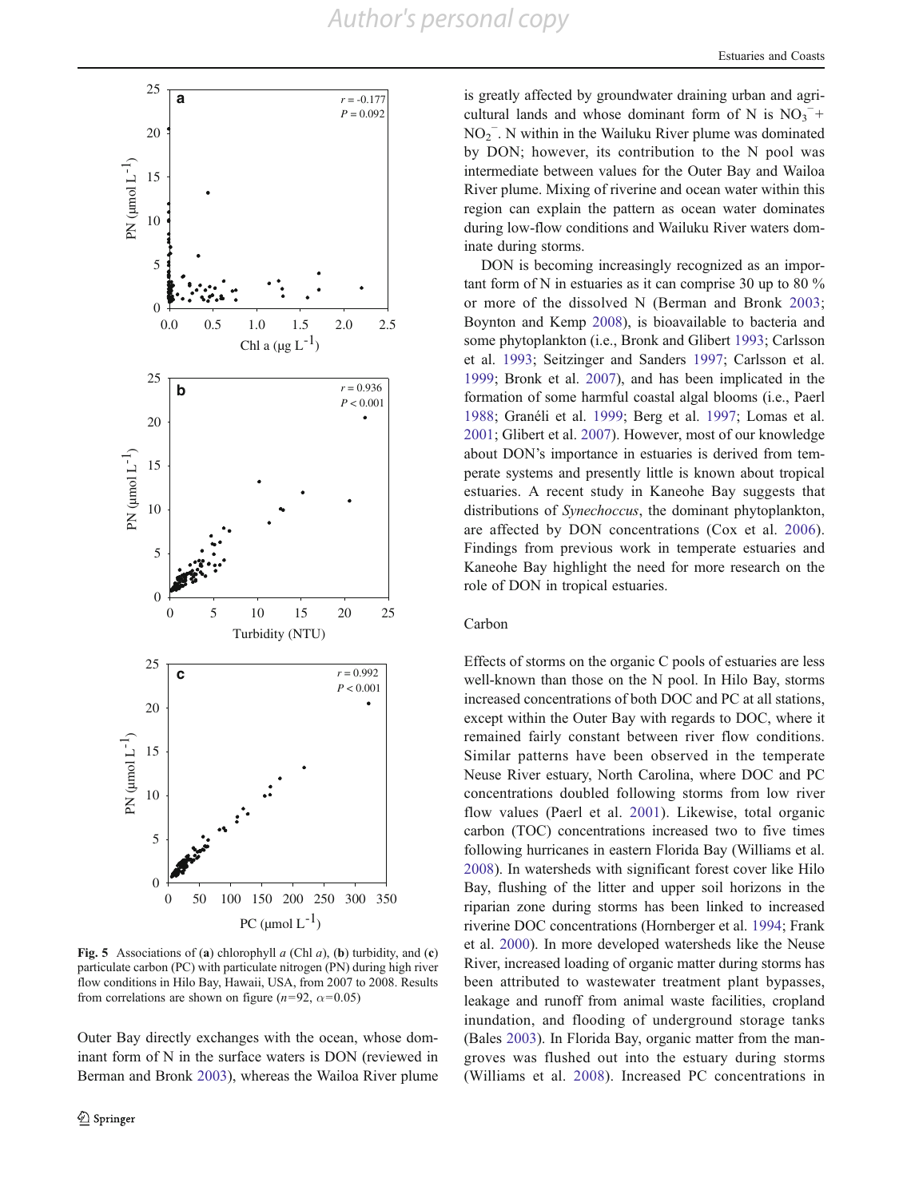Fig. 5 Associations of (**a**) chlorophyll *a* (Chl *a*), (**b**) turbidity, and (**c**) particulate carbon (PC) with particulate nitrogen (PN) during high river flow conditions in Hilo Bay, Hawaii, USA, from 2007 to 2008. Results from correlations are shown on figure ($n$=92, $\alpha$=0.05)

Outer Bay directly exchanges with the ocean, whose dominant form of N in the surface waters is DON (reviewed in Berman and Bronk 2003), whereas the Wailoa River plume is greatly affected by groundwater draining urban and agricultural lands and whose dominant form of N is $NO_3^- + NO_2^-$. N within in the Wailuku River plume was dominated by DON; however, its contribution to the N pool was intermediate between values for the Outer Bay and Wailoa River plume. Mixing of riverine and ocean water within this region can explain the pattern as ocean water dominates during low-flow conditions and Wailuku River waters dominate during storms.

DON is becoming increasingly recognized as an important form of N in estuaries as it can comprise 30 up to 80 % or more of the dissolved N (Berman and Bronk 2003; Boynton and Kemp 2008), is bioavailable to bacteria and some phytoplankton (i.e., Bronk and Glibert 1993; Carlsson et al. 1993; Seitzinger and Sanders 1997; Carlsson et al. 1999; Bronk et al. 2007), and has been implicated in the formation of some harmful coastal algal blooms (i.e., Paerl 1988; Granéli et al. 1999; Berg et al. 1997; Lomas et al. 2001; Glibert et al. 2007). However, most of our knowledge about DON's importance in estuaries is derived from temperate systems and presently little is known about tropical estuaries. A recent study in Kaneohe Bay suggests that distributions of *Synechoccus*, the dominant phytoplankton, are affected by DON concentrations (Cox et al. 2006). Findings from previous work in temperate estuaries and Kaneohe Bay highlight the need for more research on the role of DON in tropical estuaries.

## Carbon

Effects of storms on the organic C pools of estuaries are less well-known than those on the N pool. In Hilo Bay, storms increased concentrations of both DOC and PC at all stations, except within the Outer Bay with regards to DOC, where it remained fairly constant between river flow conditions. Similar patterns have been observed in the temperate Neuse River estuary, North Carolina, where DOC and PC concentrations doubled following storms from low river flow values (Paerl et al. 2001). Likewise, total organic carbon (TOC) concentrations increased two to five times following hurricanes in eastern Florida Bay (Williams et al. 2008). In watersheds with significant forest cover like Hilo Bay, flushing of the litter and upper soil horizons in the riparian zone during storms has been linked to increased riverine DOC concentrations (Hornberger et al. 1994; Frank et al. 2000). In more developed watersheds like the Neuse River, increased loading of organic matter during storms has been attributed to wastewater treatment plant bypasses, leakage and runoff from animal waste facilities, cropland inundation, and flooding of underground storage tanks (Bales 2003). In Florida Bay, organic matter from the mangroves was flushed out into the estuary during storms (Williams et al. 2008). Increased PC concentrations in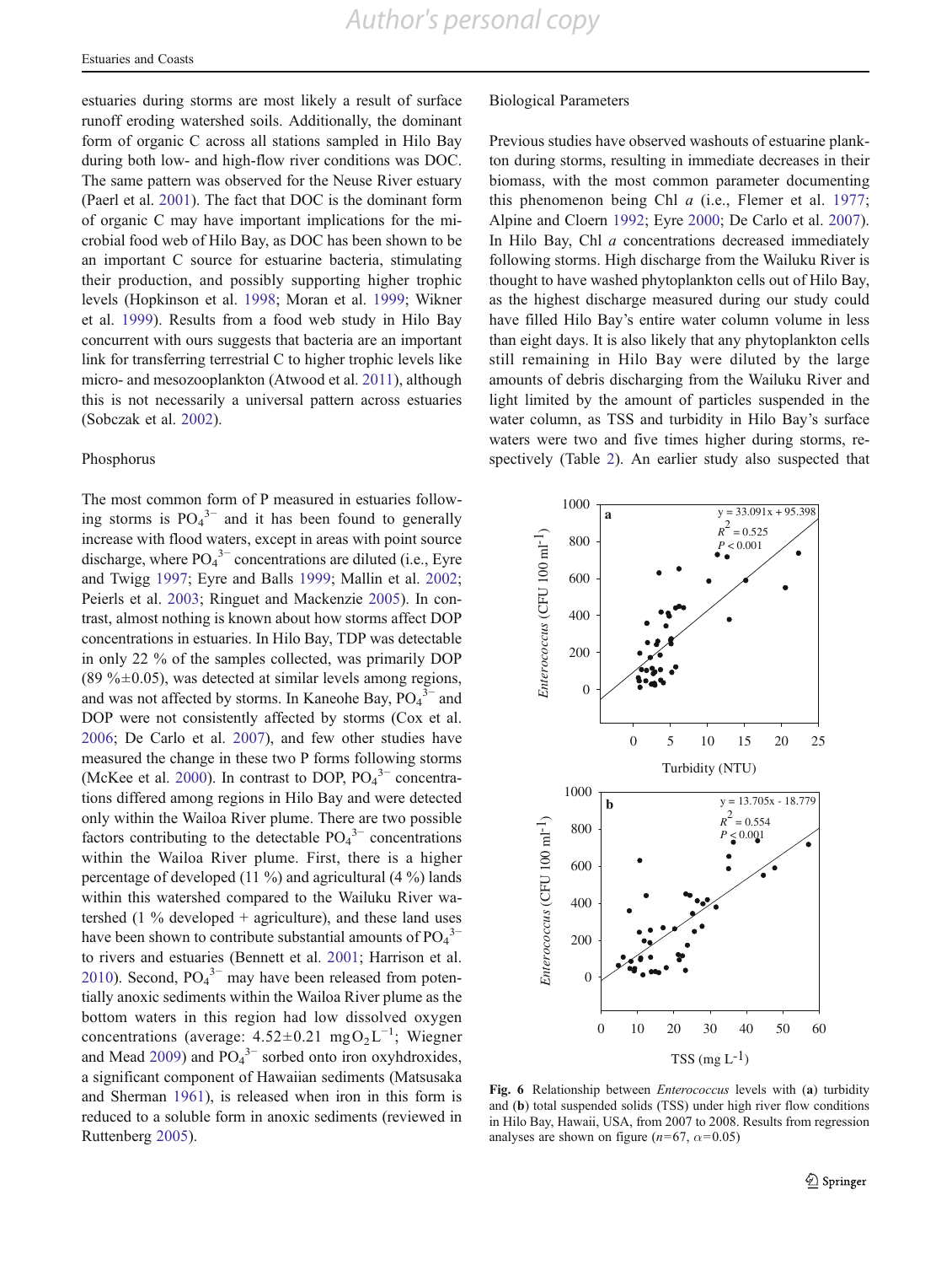estuaries during storms are most likely a result of surface runoff eroding watershed soils. Additionally, the dominant form of organic C across all stations sampled in Hilo Bay during both low- and high-flow river conditions was DOC. The same pattern was observed for the Neuse River estuary (Paerl et al. 2001). The fact that DOC is the dominant form of organic C may have important implications for the microbial food web of Hilo Bay, as DOC has been shown to be an important C source for estuarine bacteria, stimulating their production, and possibly supporting higher trophic levels (Hopkinson et al. 1998; Moran et al. 1999; Wikner et al. 1999). Results from a food web study in Hilo Bay concurrent with ours suggests that bacteria are an important link for transferring terrestrial C to higher trophic levels like micro- and mesozooplankton (Atwood et al. 2011), although this is not necessarily a universal pattern across estuaries (Sobczak et al. 2002).

### Phosphorus

The most common form of P measured in estuaries following storms is $PO_4^{3-}$ and it has been found to generally increase with flood waters, except in areas with point source discharge, where $PO_4^{3-}$ concentrations are diluted (i.e., Eyre and Twigg 1997; Eyre and Balls 1999; Mallin et al. 2002; Peierls et al. 2003; Ringuet and Mackenzie 2005). In contrast, almost nothing is known about how storms affect DOP concentrations in estuaries. In Hilo Bay, TDP was detectable in only 22 % of the samples collected, was primarily DOP (89 %±0.05), was detected at similar levels among regions, and was not affected by storms. In Kaneohe Bay, $PO_4^{3-}$ and DOP were not consistently affected by storms (Cox et al. 2006; De Carlo et al. 2007), and few other studies have measured the change in these two P forms following storms (McKee et al. 2000). In contrast to DOP, $PO_4^{3-}$ concentrations differed among regions in Hilo Bay and were detected only within the Wailoa River plume. There are two possible factors contributing to the detectable $PO_4^{3-}$ concentrations within the Wailoa River plume. First, there is a higher percentage of developed (11 %) and agricultural (4 %) lands within this watershed compared to the Wailuku River watershed (1 % developed + agriculture), and these land uses have been shown to contribute substantial amounts of $PO_4^{3-}$ to rivers and estuaries (Bennett et al. 2001; Harrison et al. 2010). Second, $PO_4^{3-}$ may have been released from potentially anoxic sediments within the Wailoa River plume as the bottom waters in this region had low dissolved oxygen concentrations (average: $4.52 \pm 0.21$ $mg O_2 L^{-1}$; Wiegner and Mead 2009) and $PO_4^{3-}$ sorbed onto iron oxyhydroxides, a significant component of Hawaiian sediments (Matsusaka and Sherman 1961), is released when iron in this form is reduced to a soluble form in anoxic sediments (reviewed in Ruttenberg 2005).

### Biological Parameters

Previous studies have observed washouts of estuarine plankton during storms, resulting in immediate decreases in their biomass, with the most common parameter documenting this phenomenon being Chl *a* (i.e., Flemer et al. 1977; Alpine and Cloern 1992; Eyre 2000; De Carlo et al. 2007). In Hilo Bay, Chl *a* concentrations decreased immediately following storms. High discharge from the Wailuku River is thought to have washed phytoplankton cells out of Hilo Bay, as the highest discharge measured during our study could have filled Hilo Bay's entire water column volume in less than eight days. It is also likely that any phytoplankton cells still remaining in Hilo Bay were diluted by the large amounts of debris discharging from the Wailuku River and light limited by the amount of particles suspended in the water column, as TSS and turbidity in Hilo Bay's surface waters were two and five times higher during storms, respectively (Table 2). An earlier study also suspected that

**Fig. 6** Relationship between *Enterococcus* levels with (**a**) turbidity and (**b**) total suspended solids (TSS) under high river flow conditions in Hilo Bay, Hawaii, USA, from 2007 to 2008. Results from regression analyses are shown on figure ($n$=67, $\alpha$=0.05)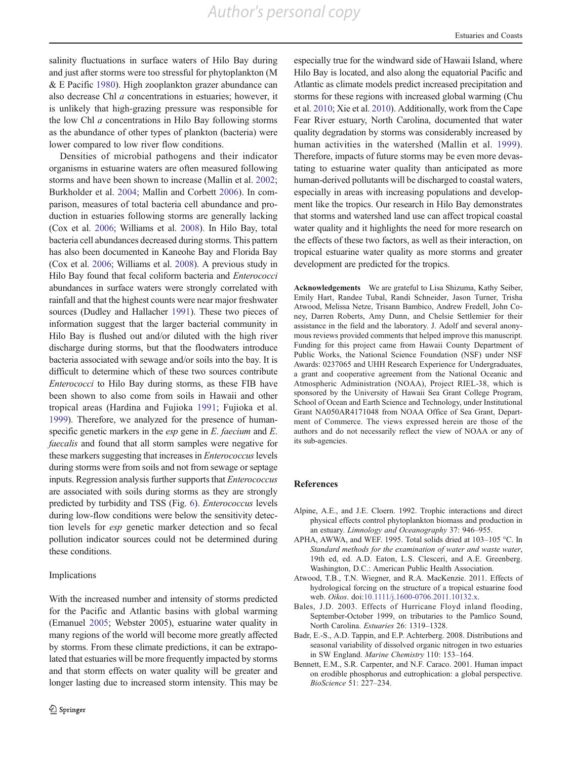salinity fluctuations in surface waters of Hilo Bay during and just after storms were too stressful for phytoplankton (M & E Pacific 1980). High zooplankton grazer abundance can also decrease Chl *a* concentrations in estuaries; however, it is unlikely that high-grazing pressure was responsible for the low Chl *a* concentrations in Hilo Bay following storms as the abundance of other types of plankton (bacteria) were lower compared to low river flow conditions.

Densities of microbial pathogens and their indicator organisms in estuarine waters are often measured following storms and have been shown to increase (Mallin et al. 2002; Burkholder et al. 2004; Mallin and Corbett 2006). In comparison, measures of total bacteria cell abundance and production in estuaries following storms are generally lacking (Cox et al. 2006; Williams et al. 2008). In Hilo Bay, total bacteria cell abundances decreased during storms. This pattern has also been documented in Kaneohe Bay and Florida Bay (Cox et al. 2006; Williams et al. 2008). A previous study in Hilo Bay found that fecal coliform bacteria and *Enterococci* abundances in surface waters were strongly correlated with rainfall and that the highest counts were near major freshwater sources (Dudley and Hallacher 1991). These two pieces of information suggest that the larger bacterial community in Hilo Bay is flushed out and/or diluted with the high river discharge during storms, but that the floodwaters introduce bacteria associated with sewage and/or soils into the bay. It is difficult to determine which of these two sources contribute *Enterococci* to Hilo Bay during storms, as these FIB have been shown to also come from soils in Hawaii and other tropical areas (Hardina and Fujioka 1991; Fujioka et al. 1999). Therefore, we analyzed for the presence of human-specific genetic markers in the *esp* gene in *E. faecium* and *E. faecalis* and found that all storm samples were negative for these markers suggesting that increases in *Enterococcus* levels during storms were from soils and not from sewage or septage inputs. Regression analysis further supports that *Enterococcus* are associated with soils during storms as they are strongly predicted by turbidity and TSS (Fig. 6). *Enterococcus* levels during low-flow conditions were below the sensitivity detection levels for *esp* genetic marker detection and so fecal pollution indicator sources could not be determined during these conditions.

## Implications

With the increased number and intensity of storms predicted for the Pacific and Atlantic basins with global warming (Emanuel 2005; Webster 2005), estuarine water quality in many regions of the world will become more greatly affected by storms. From these climate predictions, it can be extrapolated that estuaries will be more frequently impacted by storms and that storm effects on water quality will be greater and longer lasting due to increased storm intensity. This may be especially true for the windward side of Hawaii Island, where Hilo Bay is located, and also along the equatorial Pacific and Atlantic as climate models predict increased precipitation and storms for these regions with increased global warming (Chu et al. 2010; Xie et al. 2010). Additionally, work from the Cape Fear River estuary, North Carolina, documented that water quality degradation by storms was considerably increased by human activities in the watershed (Mallin et al. 1999). Therefore, impacts of future storms may be even more devastating to estuarine water quality than anticipated as more human-derived pollutants will be discharged to coastal waters, especially in areas with increasing populations and development like the tropics. Our research in Hilo Bay demonstrates that storms and watershed land use can affect tropical coastal water quality and it highlights the need for more research on the effects of these two factors, as well as their interaction, on tropical estuarine water quality as more storms and greater development are predicted for the tropics.

**Acknowledgements** We are grateful to Lisa Shizuma, Kathy Seiber, Emily Hart, Randee Tubal, Randi Schneider, Jason Turner, Trisha Atwood, Melissa Netze, Trisann Bambico, Andrew Fredell, John Coney, Darren Roberts, Amy Dunn, and Chelsie Settlemier for their assistance in the field and the laboratory. J. Adolf and several anonymous reviews provided comments that helped improve this manuscript. Funding for this project came from Hawaii County Department of Public Works, the National Science Foundation (NSF) under NSF Awards: 0237065 and UHH Research Experience for Undergraduates, a grant and cooperative agreement from the National Oceanic and Atmospheric Administration (NOAA), Project RIEL-38, which is sponsored by the University of Hawaii Sea Grant College Program, School of Ocean and Earth Science and Technology, under Institutional Grant NA050AR4171048 from NOAA Office of Sea Grant, Department of Commerce. The views expressed herein are those of the authors and do not necessarily reflect the view of NOAA or any of its sub-agencies.

## References

Alpine, A.E., and J.E. Cloern. 1992. Trophic interactions and direct physical effects control phytoplankton biomass and production in an estuary. *Limnology and Oceanography* 37: 946–955.

APHA, AWWA, and WEF. 1995. Total solids dried at 103–105 °C. In *Standard methods for the examination of water and waste water*, 19th ed, ed. A.D. Eaton, L.S. Clesceri, and A.E. Greenberg. Washington, D.C.: American Public Health Association.

Atwood, T.B., T.N. Wiegner, and R.A. MacKenzie. 2011. Effects of hydrological forcing on the structure of a tropical estuarine food web. *Oikos*. doi:10.1111/j.1600-0706.2011.10132.x.

Bales, J.D. 2003. Effects of Hurricane Floyd inland flooding, September-October 1999, on tributaries to the Pamlico Sound, North Carolina. *Estuaries* 26: 1319–1328.

Badr, E.-S., A.D. Tappin, and E.P. Achterberg. 2008. Distributions and seasonal variability of dissolved organic nitrogen in two estuaries in SW England. *Marine Chemistry* 110: 153–164.

Bennett, E.M., S.R. Carpenter, and N.F. Caraco. 2001. Human impact on erodible phosphorus and eutrophication: a global perspective. *BioScience* 51: 227–234.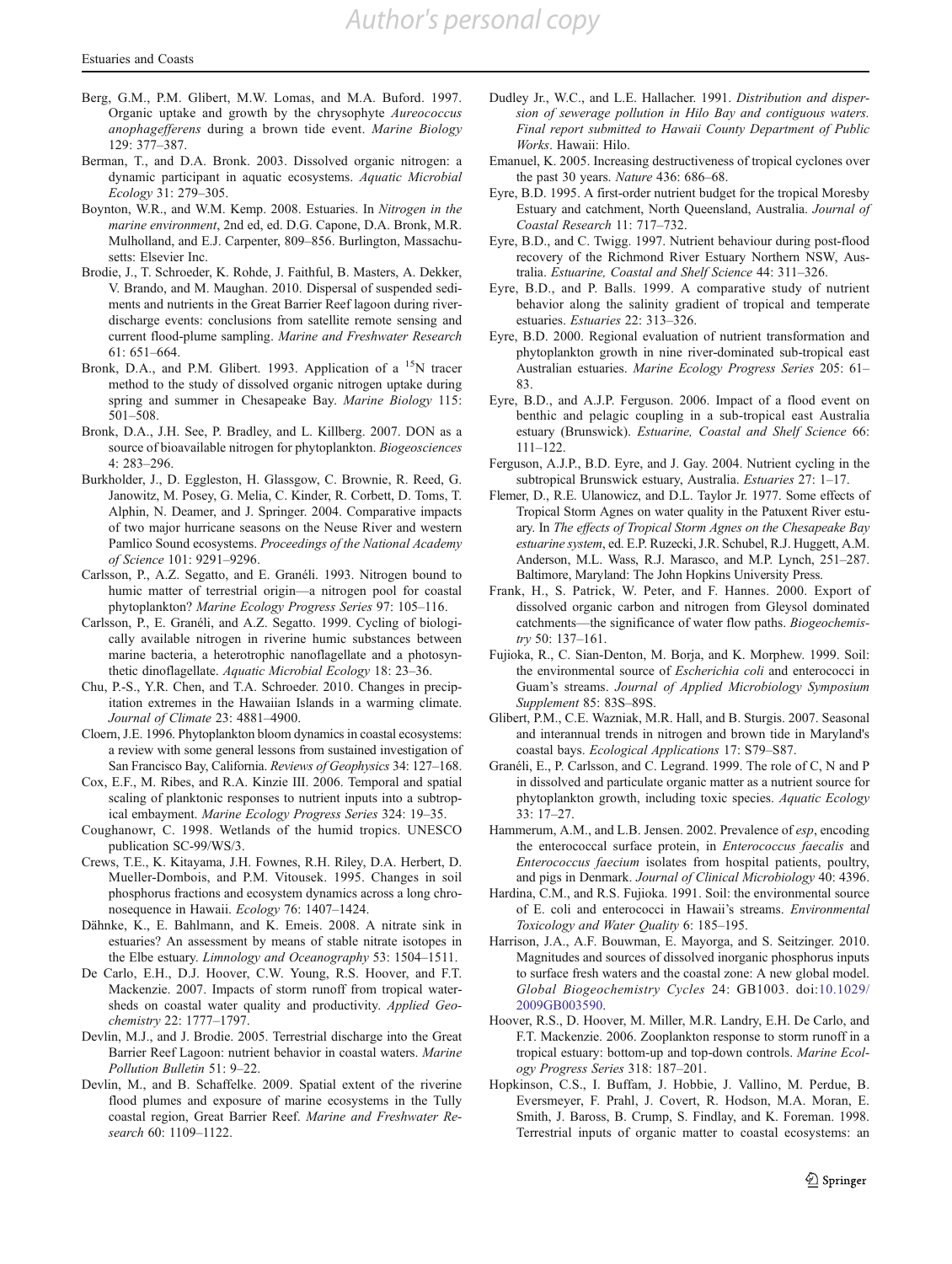Berg, G.M., P.M. Glibert, M.W. Lomas, and M.A. Buford. 1997. Organic uptake and growth by the chrysophyte *Aureococcus anophagefferens* during a brown tide event. *Marine Biology* 129: 377–387.

Berman, T., and D.A. Bronk. 2003. Dissolved organic nitrogen: a dynamic participant in aquatic ecosystems. *Aquatic Microbial Ecology* 31: 279–305.

Boynton, W.R., and W.M. Kemp. 2008. Estuaries. In *Nitrogen in the marine environment*, 2nd ed, ed. D.G. Capone, D.A. Bronk, M.R. Mulholland, and E.J. Carpenter, 809–856. Burlington, Massachusetts: Elsevier Inc.

Brodie, J., T. Schroeder, K. Rohde, J. Faithful, B. Masters, A. Dekker, V. Brando, and M. Maughan. 2010. Dispersal of suspended sediments and nutrients in the Great Barrier Reef lagoon during river-discharge events: conclusions from satellite remote sensing and current flood-plume sampling. *Marine and Freshwater Research* 61: 651–664.

Bronk, D.A., and P.M. Glibert. 1993. Application of a $^{15}N$ tracer method to the study of dissolved organic nitrogen uptake during spring and summer in Chesapeake Bay. *Marine Biology* 115: 501–508.

Bronk, D.A., J.H. See, P. Bradley, and L. Killberg. 2007. DON as a source of bioavailable nitrogen for phytoplankton. *Biogeosciences* 4: 283–296.

Burkholder, J., D. Eggleston, H. Glassgow, C. Brownie, R. Reed, G. Janowitz, M. Posey, G. Melia, C. Kinder, R. Corbett, D. Toms, T. Alphin, N. Deamer, and J. Springer. 2004. Comparative impacts of two major hurricane seasons on the Neuse River and western Pamlico Sound ecosystems. *Proceedings of the National Academy of Science* 101: 9291–9296.

Carlsson, P., A.Z. Segatto, and E. Granéli. 1993. Nitrogen bound to humic matter of terrestrial origin—a nitrogen pool for coastal phytoplankton? *Marine Ecology Progress Series* 97: 105–116.

Carlsson, P., E. Granéli, and A.Z. Segatto. 1999. Cycling of biologically available nitrogen in riverine humic substances between marine bacteria, a heterotrophic nanoflagellate and a photosynthetic dinoflagellate. *Aquatic Microbial Ecology* 18: 23–36.

Chu, P.-S., Y.R. Chen, and T.A. Schroeder. 2010. Changes in precipitation extremes in the Hawaiian Islands in a warming climate. *Journal of Climate* 23: 4881–4900.

Cloern, J.E. 1996. Phytoplankton bloom dynamics in coastal ecosystems: a review with some general lessons from sustained investigation of San Francisco Bay, California. *Reviews of Geophysics* 34: 127–168.

Cox, E.F., M. Ribes, and R.A. Kinzie III. 2006. Temporal and spatial scaling of planktonic responses to nutrient inputs into a subtropical embayment. *Marine Ecology Progress Series* 324: 19–35.

Coughanowr, C. 1998. Wetlands of the humid tropics. UNESCO publication SC-99/WS/3.

Crews, T.E., K. Kitayama, J.H. Fownes, R.H. Riley, D.A. Herbert, D. Mueller-Dombois, and P.M. Vitousek. 1995. Changes in soil phosphorus fractions and ecosystem dynamics across a long chronosequence in Hawaii. *Ecology* 76: 1407–1424.

Dähnke, K., E. Bahlmann, and K. Emeis. 2008. A nitrate sink in estuaries? An assessment by means of stable nitrate isotopes in the Elbe estuary. *Limnology and Oceanography* 53: 1504–1511.

De Carlo, E.H., D.J. Hoover, C.W. Young, R.S. Hoover, and F.T. Mackenzie. 2007. Impacts of storm runoff from tropical watersheds on coastal water quality and productivity. *Applied Geochemistry* 22: 1777–1797.

Devlin, M.J., and J. Brodie. 2005. Terrestrial discharge into the Great Barrier Reef Lagoon: nutrient behavior in coastal waters. *Marine Pollution Bulletin* 51: 9–22.

Devlin, M., and B. Schaffelke. 2009. Spatial extent of the riverine flood plumes and exposure of marine ecosystems in the Tully coastal region, Great Barrier Reef. *Marine and Freshwater Research* 60: 1109–1122.

Dudley Jr., W.C., and L.E. Hallacher. 1991. *Distribution and dispersion of sewerage pollution in Hilo Bay and contiguous waters. Final report submitted to Hawaii County Department of Public Works*. Hawaii: Hilo.

Emanuel, K. 2005. Increasing destructiveness of tropical cyclones over the past 30 years. *Nature* 436: 686–68.

Eyre, B.D. 1995. A first-order nutrient budget for the tropical Moresby Estuary and catchment, North Queensland, Australia. *Journal of Coastal Research* 11: 717–732.

Eyre, B.D., and C. Twigg. 1997. Nutrient behaviour during post-flood recovery of the Richmond River Estuary Northern NSW, Australia. *Estuarine, Coastal and Shelf Science* 44: 311–326.

Eyre, B.D., and P. Balls. 1999. A comparative study of nutrient behavior along the salinity gradient of tropical and temperate estuaries. *Estuaries* 22: 313–326.

Eyre, B.D. 2000. Regional evaluation of nutrient transformation and phytoplankton growth in nine river-dominated sub-tropical east Australian estuaries. *Marine Ecology Progress Series* 205: 61–83.

Eyre, B.D., and A.J.P. Ferguson. 2006. Impact of a flood event on benthic and pelagic coupling in a sub-tropical east Australia estuary (Brunswick). *Estuarine, Coastal and Shelf Science* 66: 111–122.

Ferguson, A.J.P., B.D. Eyre, and J. Gay. 2004. Nutrient cycling in the subtropical Brunswick estuary, Australia. *Estuaries* 27: 1–17.

Flemer, D., R.E. Ulanowicz, and D.L. Taylor Jr. 1977. Some effects of Tropical Storm Agnes on water quality in the Patuxent River estuary. In *The effects of Tropical Storm Agnes on the Chesapeake Bay estuarine system*, ed. E.P. Ruzecki, J.R. Schubel, R.J. Huggett, A.M. Anderson, M.L. Wass, R.J. Marasco, and M.P. Lynch, 251–287. Baltimore, Maryland: The John Hopkins University Press.

Frank, H., S. Patrick, W. Peter, and F. Hannes. 2000. Export of dissolved organic carbon and nitrogen from Gleysol dominated catchments—the significance of water flow paths. *Biogeochemistry* 50: 137–161.

Fujioka, R., C. Sian-Denton, M. Borja, and K. Morphew. 1999. Soil: the environmental source of *Escherichia coli* and enterococci in Guam's streams. *Journal of Applied Microbiology Symposium Supplement* 85: 83S–89S.

Glibert, P.M., C.E. Wazniak, M.R. Hall, and B. Sturgis. 2007. Seasonal and interannual trends in nitrogen and brown tide in Maryland's coastal bays. *Ecological Applications* 17: S79–S87.

Granéli, E., P. Carlsson, and C. Legrand. 1999. The role of C, N and P in dissolved and particulate organic matter as a nutrient source for phytoplankton growth, including toxic species. *Aquatic Ecology* 33: 17–27.

Hammerum, A.M., and L.B. Jensen. 2002. Prevalence of *esp*, encoding the enterococcal surface protein, in *Enterococcus faecalis* and *Enterococcus faecium* isolates from hospital patients, poultry, and pigs in Denmark. *Journal of Clinical Microbiology* 40: 4396.

Hardina, C.M., and R.S. Fujioka. 1991. Soil: the environmental source of E. coli and enterococci in Hawaii's streams. *Environmental Toxicology and Water Quality* 6: 185–195.

Harrison, J.A., A.F. Bouwman, E. Mayorga, and S. Seitzinger. 2010. Magnitudes and sources of dissolved inorganic phosphorus inputs to surface fresh waters and the coastal zone: A new global model. *Global Biogeochemistry Cycles* 24: GB1003. doi:10.1029/2009GB003590.

Hoover, R.S., D. Hoover, M. Miller, M.R. Landry, E.H. De Carlo, and F.T. Mackenzie. 2006. Zooplankton response to storm runoff in a tropical estuary: bottom-up and top-down controls. *Marine Ecology Progress Series* 318: 187–201.

Hopkinson, C.S., I. Buffam, J. Hobbie, J. Vallino, M. Perdue, B. Eversmeyer, F. Prahl, J. Covert, R. Hodson, M.A. Moran, E. Smith, J. Baross, B. Crump, S. Findlay, and K. Foreman. 1998. Terrestrial inputs of organic matter to coastal ecosystems: an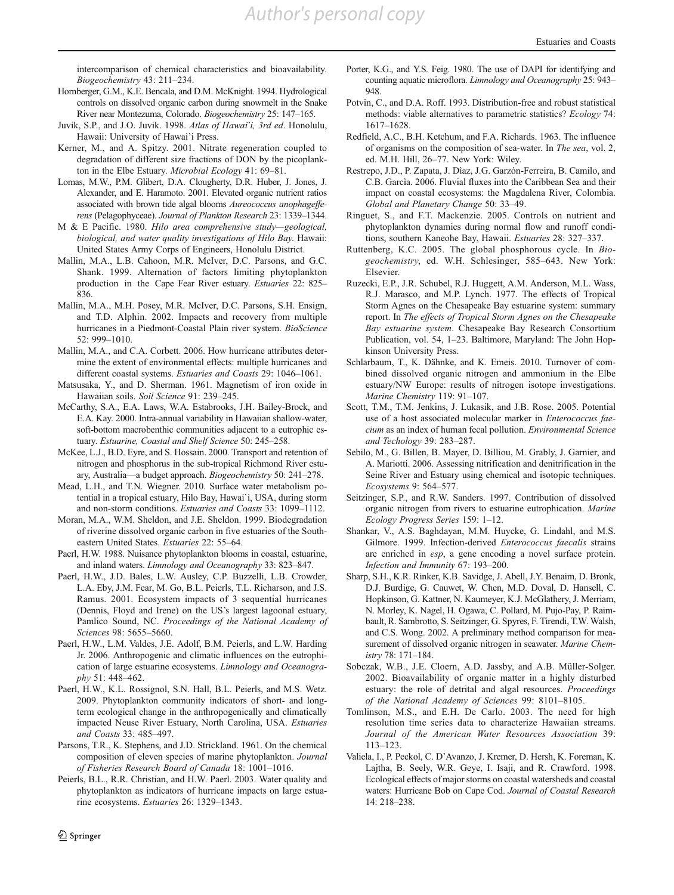intercomparison of chemical characteristics and bioavailability. *Biogeochemistry* 43: 211–234.

Hornberger, G.M., K.E. Bencala, and D.M. McKnight. 1994. Hydrological controls on dissolved organic carbon during snowmelt in the Snake River near Montezuma, Colorado. *Biogeochemistry* 25: 147–165.

Juvik, S.P., and J.O. Juvik. 1998. *Atlas of Hawai'i, 3rd ed*. Honolulu, Hawaii: University of Hawai'i Press.

Kerner, M., and A. Spitzy. 2001. Nitrate regeneration coupled to degradation of different size fractions of DON by the picoplankton in the Elbe Estuary. *Microbial Ecology* 41: 69–81.

Lomas, M.W., P.M. Glibert, D.A. Clougherty, D.R. Huber, J. Jones, J. Alexander, and E. Haramoto. 2001. Elevated organic nutrient ratios associated with brown tide algal blooms *Aureococcus anophagefferens* (Pelagophyceae). *Journal of Plankton Research* 23: 1339–1344.

M & E Pacific. 1980. *Hilo area comprehensive study—geological, biological, and water quality investigations of Hilo Bay*. Hawaii: United States Army Corps of Engineers, Honolulu District.

Mallin, M.A., L.B. Cahoon, M.R. McIver, D.C. Parsons, and G.C. Shank. 1999. Alternation of factors limiting phytoplankton production in the Cape Fear River estuary. *Estuaries* 22: 825–836.

Mallin, M.A., M.H. Posey, M.R. McIver, D.C. Parsons, S.H. Ensign, and T.D. Alphin. 2002. Impacts and recovery from multiple hurricanes in a Piedmont-Coastal Plain river system. *BioScience* 52: 999–1010.

Mallin, M.A., and C.A. Corbett. 2006. How hurricane attributes determine the extent of environmental effects: multiple hurricanes and different coastal systems. *Estuaries and Coasts* 29: 1046–1061.

Matsusaka, Y., and D. Sherman. 1961. Magnetism of iron oxide in Hawaiian soils. *Soil Science* 91: 239–245.

McCarthy, S.A., E.A. Laws, W.A. Estabrooks, J.H. Bailey-Brock, and E.A. Kay. 2000. Intra-annual variability in Hawaiian shallow-water, soft-bottom macrobenthic communities adjacent to a eutrophic estuary. *Estuarine, Coastal and Shelf Science* 50: 245–258.

McKee, L.J., B.D. Eyre, and S. Hossain. 2000. Transport and retention of nitrogen and phosphorus in the sub-tropical Richmond River estuary, Australia—a budget approach. *Biogeochemistry* 50: 241–278.

Mead, L.H., and T.N. Wiegner. 2010. Surface water metabolism potential in a tropical estuary, Hilo Bay, Hawai`i, USA, during storm and non-storm conditions. *Estuaries and Coasts* 33: 1099–1112.

Moran, M.A., W.M. Sheldon, and J.E. Sheldon. 1999. Biodegradation of riverine dissolved organic carbon in five estuaries of the Southeastern United States. *Estuaries* 22: 55–64.

Paerl, H.W. 1988. Nuisance phytoplankton blooms in coastal, estuarine, and inland waters. *Limnology and Oceanography* 33: 823–847.

Paerl, H.W., J.D. Bales, L.W. Ausley, C.P. Buzzelli, L.B. Crowder, L.A. Eby, J.M. Fear, M. Go, B.L. Peierls, T.L. Richarson, and J.S. Ramus. 2001. Ecosystem impacts of 3 sequential hurricanes (Dennis, Floyd and Irene) on the US's largest lagoonal estuary, Pamlico Sound, NC. *Proceedings of the National Academy of Sciences* 98: 5655–5660.

Paerl, H.W., L.M. Valdes, J.E. Adolf, B.M. Peierls, and L.W. Harding Jr. 2006. Anthropogenic and climatic influences on the eutrophication of large estuarine ecosystems. *Limnology and Oceanography* 51: 448–462.

Paerl, H.W., K.L. Rossignol, S.N. Hall, B.L. Peierls, and M.S. Wetz. 2009. Phytoplankton community indicators of short- and long-term ecological change in the anthropogenically and climatically impacted Neuse River Estuary, North Carolina, USA. *Estuaries and Coasts* 33: 485–497.

Parsons, T.R., K. Stephens, and J.D. Strickland. 1961. On the chemical composition of eleven species of marine phytoplankton. *Journal of Fisheries Research Board of Canada* 18: 1001–1016.

Peierls, B.L., R.R. Christian, and H.W. Paerl. 2003. Water quality and phytoplankton as indicators of hurricane impacts on large estuarine ecosystems. *Estuaries* 26: 1329–1343.

Porter, K.G., and Y.S. Feig. 1980. The use of DAPI for identifying and counting aquatic microflora. *Limnology and Oceanography* 25: 943–948.

Potvin, C., and D.A. Roff. 1993. Distribution-free and robust statistical methods: viable alternatives to parametric statistics? *Ecology* 74: 1617–1628.

Redfield, A.C., B.H. Ketchum, and F.A. Richards. 1963. The influence of organisms on the composition of sea-water. In *The sea*, vol. 2, ed. M.H. Hill, 26–77. New York: Wiley.

Restrepo, J.D., P. Zapata, J. Diaz, J.G. Garzón-Ferreira, B. Camilo, and C.B. Garcia. 2006. Fluvial fluxes into the Caribbean Sea and their impact on coastal ecosystems: the Magdalena River, Colombia. *Global and Planetary Change* 50: 33–49.

Ringuet, S., and F.T. Mackenzie. 2005. Controls on nutrient and phytoplankton dynamics during normal flow and runoff conditions, southern Kaneohe Bay, Hawaii. *Estuaries* 28: 327–337.

Ruttenberg, K.C. 2005. The global phosphorous cycle. In *Biogeochemistry*, ed. W.H. Schlesinger, 585–643. New York: Elsevier.

Ruzecki, E.P., J.R. Schubel, R.J. Huggett, A.M. Anderson, M.L. Wass, R.J. Marasco, and M.P. Lynch. 1977. The effects of Tropical Storm Agnes on the Chesapeake Bay estuarine system: summary report. In *The effects of Tropical Storm Agnes on the Chesapeake Bay estuarine system*. Chesapeake Bay Research Consortium Publication, vol. 54, 1–23. Baltimore, Maryland: The John Hopkinson University Press.

Schlarbaum, T., K. Dähnke, and K. Emeis. 2010. Turnover of combined dissolved organic nitrogen and ammonium in the Elbe estuary/NW Europe: results of nitrogen isotope investigations. *Marine Chemistry* 119: 91–107.

Scott, T.M., T.M. Jenkins, J. Lukasik, and J.B. Rose. 2005. Potential use of a host associated molecular marker in *Enterococcus faecium* as an index of human fecal pollution. *Environmental Science and Techology* 39: 283–287.

Sebilo, M., G. Billen, B. Mayer, D. Billiou, M. Grably, J. Garnier, and A. Mariotti. 2006. Assessing nitrification and denitrification in the Seine River and Estuary using chemical and isotopic techniques. *Ecosystems* 9: 564–577.

Seitzinger, S.P., and R.W. Sanders. 1997. Contribution of dissolved organic nitrogen from rivers to estuarine eutrophication. *Marine Ecology Progress Series* 159: 1–12.

Shankar, V., A.S. Baghdayan, M.M. Huycke, G. Lindahl, and M.S. Gilmore. 1999. Infection-derived *Enterococcus faecalis* strains are enriched in *esp*, a gene encoding a novel surface protein. *Infection and Immunity* 67: 193–200.

Sharp, S.H., K.R. Rinker, K.B. Savidge, J. Abell, J.Y. Benaim, D. Bronk, D.J. Burdige, G. Cauwet, W. Chen, M.D. Doval, D. Hansell, C. Hopkinson, G. Kattner, N. Kaumeyer, K.J. McGlathery, J. Merriam, N. Morley, K. Nagel, H. Ogawa, C. Pollard, M. Pujo-Pay, P. Raimbault, R. Sambrotto, S. Seitzinger, G. Spyres, F. Tirendi, T.W. Walsh, and C.S. Wong. 2002. A preliminary method comparison for measurement of dissolved organic nitrogen in seawater. *Marine Chemistry* 78: 171–184.

Sobczak, W.B., J.E. Cloern, A.D. Jassby, and A.B. Müller-Solger. 2002. Bioavailability of organic matter in a highly disturbed estuary: the role of detrital and algal resources. *Proceedings of the National Academy of Sciences* 99: 8101–8105.

Tomlinson, M.S., and E.H. De Carlo. 2003. The need for high resolution time series data to characterize Hawaiian streams. *Journal of the American Water Resources Association* 39: 113–123.

Valiela, I., P. Peckol, C. D'Avanzo, J. Kremer, D. Hersh, K. Foreman, K. Lajtha, B. Seely, W.R. Geye, I. Isaji, and R. Crawford. 1998. Ecological effects of major storms on coastal watersheds and coastal waters: Hurricane Bob on Cape Cod. *Journal of Coastal Research* 14: 218–238.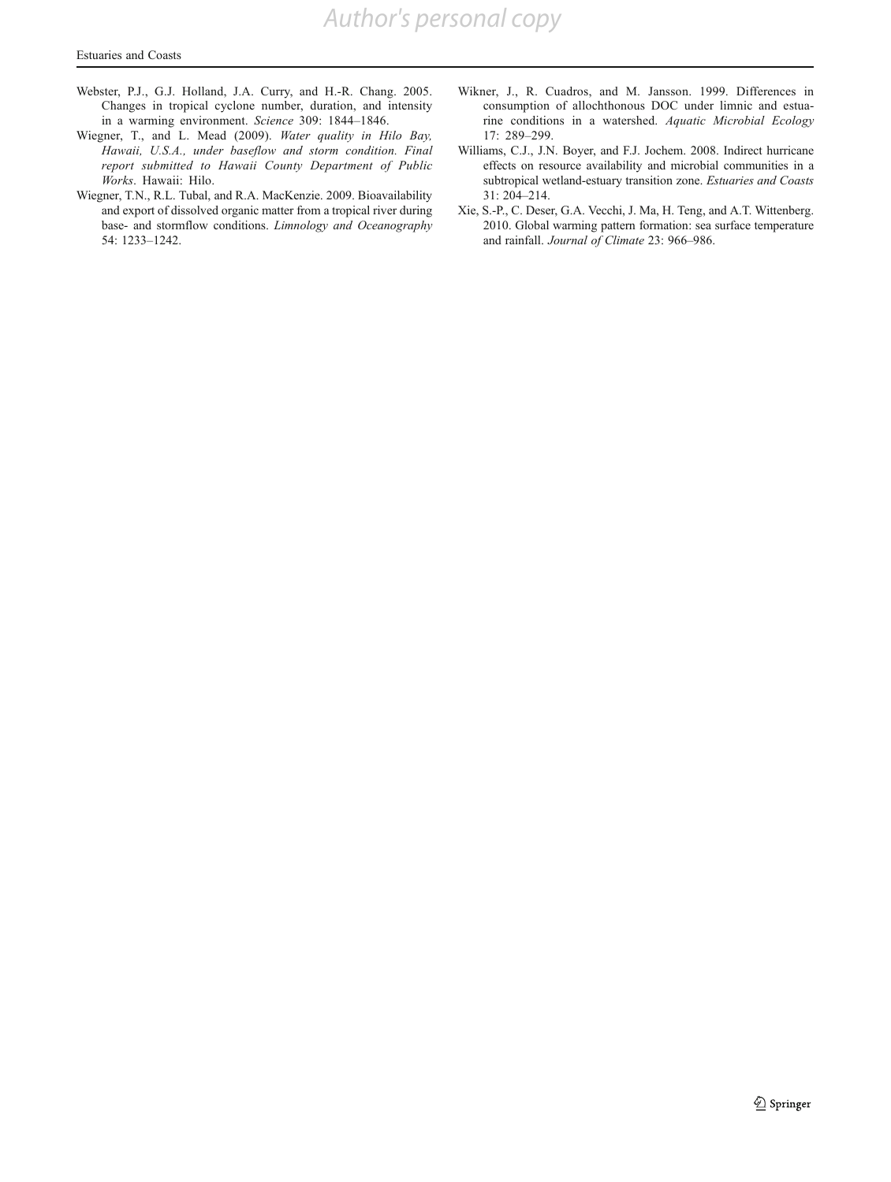Webster, P.J., G.J. Holland, J.A. Curry, and H.-R. Chang. 2005. Changes in tropical cyclone number, duration, and intensity in a warming environment. *Science* 309: 1844–1846.

Wiegner, T., and L. Mead (2009). *Water quality in Hilo Bay, Hawaii, U.S.A., under baseflow and storm condition. Final report submitted to Hawaii County Department of Public Works*. Hawaii: Hilo.

Wiegner, T.N., R.L. Tubal, and R.A. MacKenzie. 2009. Bioavailability and export of dissolved organic matter from a tropical river during base- and stormflow conditions. *Limnology and Oceanography* 54: 1233–1242.

Wikner, J., R. Cuadros, and M. Jansson. 1999. Differences in consumption of allochthonous DOC under limnic and estuarine conditions in a watershed. *Aquatic Microbial Ecology* 17: 289–299.

Williams, C.J., J.N. Boyer, and F.J. Jochem. 2008. Indirect hurricane effects on resource availability and microbial communities in a subtropical wetland-estuary transition zone. *Estuaries and Coasts* 31: 204–214.

Xie, S.-P., C. Deser, G.A. Vecchi, J. Ma, H. Teng, and A.T. Wittenberg. 2010. Global warming pattern formation: sea surface temperature and rainfall. *Journal of Climate* 23: 966–986.